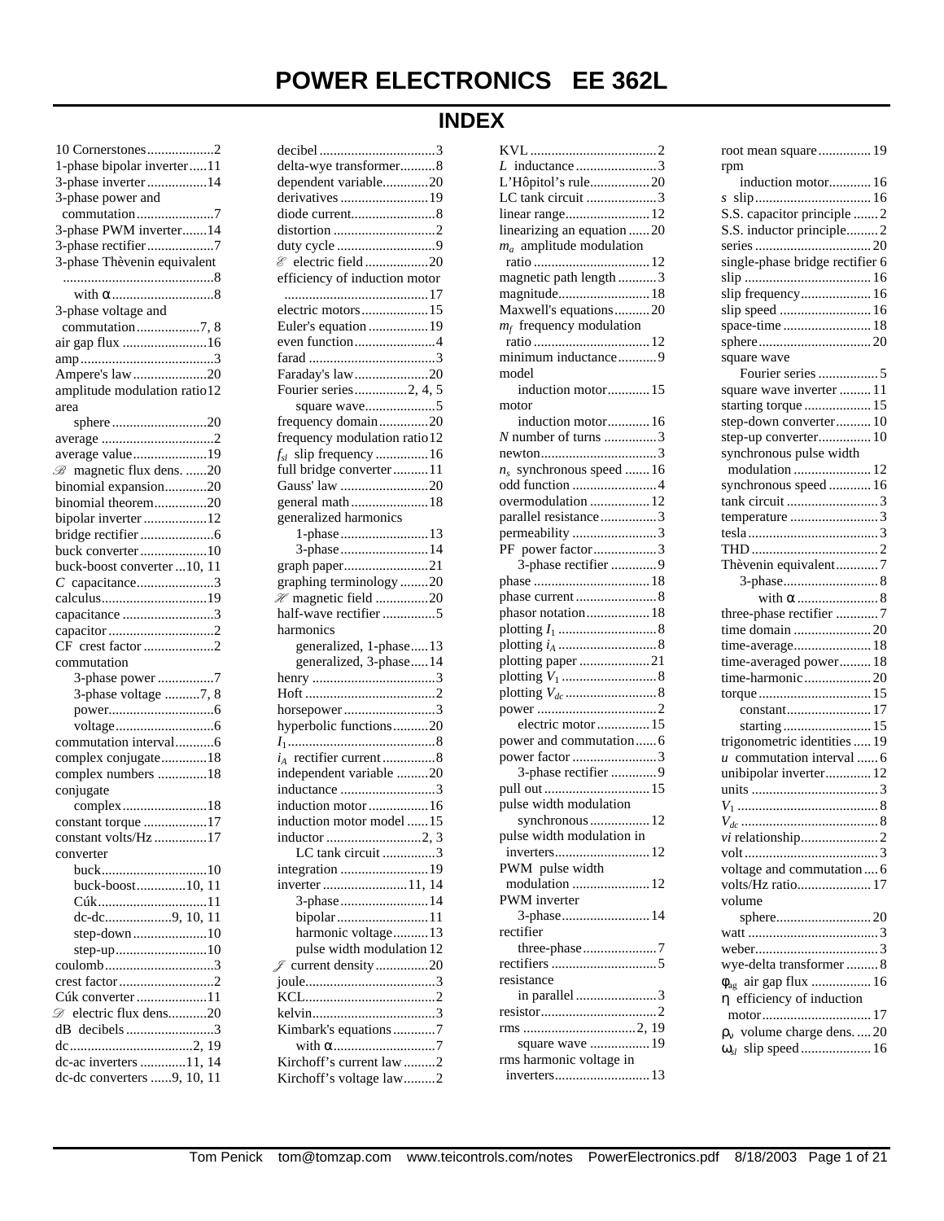# POWER ELECTRONICS EE 362L

## INDEX

10 Cornerstones ... 2
1-phase bipolar inverter ... 11
3-phase inverter ... 14
3-phase power and commutation ... 7
3-phase PWM inverter ... 14
3-phase rectifier ... 7
3-phase Thèvenin equivalent ... 8
  with α ... 8
3-phase voltage and commutation ... 7, 8
air gap flux ... 16
amp ... 3
Ampere's law ... 20
amplitude modulation ratio ... 12
area
  sphere ... 20
average ... 2
average value ... 19
$\mathscr{B}$ magnetic flux dens. ... 20
binomial expansion ... 20
binomial theorem ... 20
bipolar inverter ... 12
bridge rectifier ... 6
buck converter ... 10
buck-boost converter ... 10, 11
$C$ capacitance ... 3
calculus ... 19
capacitance ... 3
capacitor ... 2
CF crest factor ... 2
commutation
  3-phase power ... 7
  3-phase voltage ... 7, 8
  power ... 6
  voltage ... 6
commutation interval ... 6
complex conjugate ... 18
complex numbers ... 18
conjugate
  complex ... 18
constant torque ... 17
constant volts/Hz ... 17
converter
  buck ... 10
  buck-boost ... 10, 11
  Cúk ... 11
  dc-dc ... 9, 10, 11
  step-down ... 10
  step-up ... 10
coulomb ... 3
crest factor ... 2
Cúk converter ... 11
$\mathscr{D}$ electric flux dens. ... 20
dB decibels ... 3
dc ... 2, 19
dc-ac inverters ... 11, 14
dc-dc converters ... 9, 10, 11
decibel ... 3
delta-wye transformer ... 8
dependent variable ... 20
derivatives ... 19
diode current ... 8
distortion ... 2
duty cycle ... 9
$\mathscr{E}$ electric field ... 20
efficiency of induction motor ... 17
electric motors ... 15
Euler's equation ... 19
even function ... 4
farad ... 3
Faraday's law ... 20
Fourier series ... 2, 4, 5
  square wave ... 5
frequency domain ... 20
frequency modulation ratio ... 12
$f_{sl}$ slip frequency ... 16
full bridge converter ... 11
Gauss' law ... 20
general math ... 18
generalized harmonics
  1-phase ... 13
  3-phase ... 14
graph paper ... 21
graphing terminology ... 20
$\mathscr{H}$ magnetic field ... 20
half-wave rectifier ... 5
harmonics
  generalized, 1-phase ... 13
  generalized, 3-phase ... 14
henry ... 3
Hoft ... 2
horsepower ... 3
hyperbolic functions ... 20
$I_1$ ... 8
$i_A$ rectifier current ... 8
independent variable ... 20
inductance ... 3
induction motor ... 16
induction motor model ... 15
inductor ... 2, 3
  LC tank circuit ... 3
integration ... 19
inverter ... 11, 14
  3-phase ... 14
  bipolar ... 11
  harmonic voltage ... 13
  pulse width modulation ... 12
$\mathscr{J}$ current density ... 20
joule ... 3
KCL ... 2
kelvin ... 3
Kimbark's equations ... 7
  with α ... 7
Kirchoff's current law ... 2
Kirchoff's voltage law ... 2
KVL ... 2
$L$ inductance ... 3
L'Hôpital's rule ... 20
LC tank circuit ... 3
linear range ... 12
linearizing an equation ... 20
$m_a$ amplitude modulation ratio ... 12
magnetic path length ... 3
magnitude ... 18
Maxwell's equations ... 20
$m_f$ frequency modulation ratio ... 12
minimum inductance ... 9
model
  induction motor ... 15
motor
  induction motor ... 16
$N$ number of turns ... 3
newton ... 3
$n_s$ synchronous speed ... 16
odd function ... 4
overmodulation ... 12
parallel resistance ... 3
permeability ... 3
PF power factor ... 3
  3-phase rectifier ... 9
phase ... 18
phase current ... 8
phasor notation ... 18
plotting $I_1$ ... 8
plotting $i_A$ ... 8
plotting paper ... 21
plotting $V_1$ ... 8
plotting $V_{dc}$ ... 8
power ... 2
  electric motor ... 15
power and commutation ... 6
power factor ... 3
  3-phase rectifier ... 9
pull out ... 15
pulse width modulation
  synchronous ... 12
pulse width modulation in inverters ... 12
PWM pulse width modulation ... 12
PWM inverter
  3-phase ... 14
rectifier
  three-phase ... 7
rectifiers ... 5
resistance
  in parallel ... 3
resistor ... 2
rms ... 2, 19
  square wave ... 19
rms harmonic voltage in inverters ... 13
root mean square ... 19
rpm
  induction motor ... 16
$s$ slip ... 16
S.S. capacitor principle ... 2
S.S. inductor principle ... 2
series ... 20
single-phase bridge rectifier ... 6
slip ... 16
slip frequency ... 16
slip speed ... 16
space-time ... 18
sphere ... 20
square wave
  Fourier series ... 5
square wave inverter ... 11
starting torque ... 15
step-down converter ... 10
step-up converter ... 10
synchronous pulse width modulation ... 12
synchronous speed ... 16
tank circuit ... 3
temperature ... 3
tesla ... 3
THD ... 2
Thèvenin equivalent ... 7
  3-phase ... 8
    with α ... 8
three-phase rectifier ... 7
time domain ... 20
time-average ... 18
time-averaged power ... 18
time-harmonic ... 20
torque ... 15
  constant ... 17
  starting ... 15
trigonometric identities ... 19
$u$ commutation interval ... 6
unibipolar inverter ... 12
units ... 3
$V_1$ ... 8
$V_{dc}$ ... 8
$vi$ relationship ... 2
volt ... 3
voltage and commutation ... 6
volts/Hz ratio ... 17
volume
  sphere ... 20
watt ... 3
weber ... 3
wye-delta transformer ... 8
$\phi_{ag}$ air gap flux ... 16
η efficiency of induction motor ... 17
$\rho_v$ volume charge dens. ... 20
$\omega_{sl}$ slip speed ... 16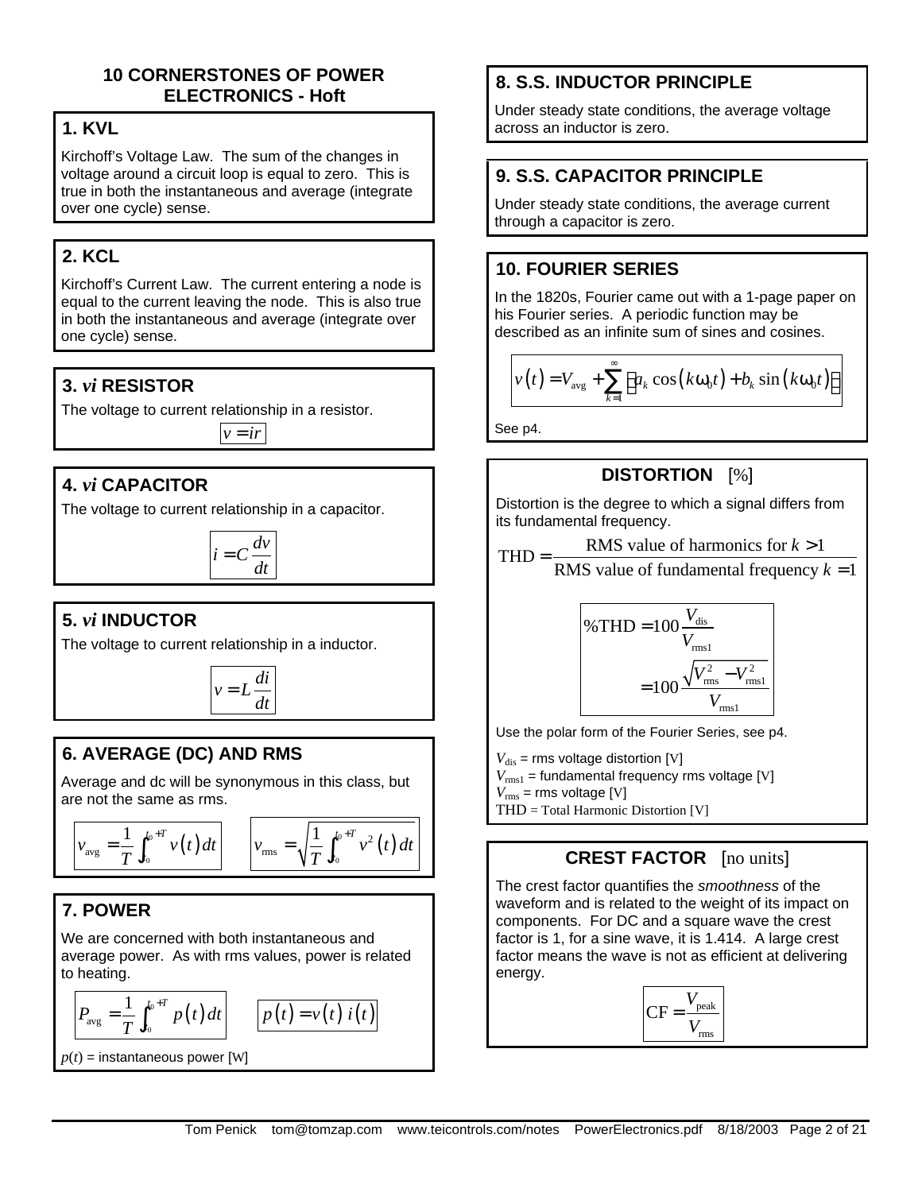# 10 CORNERSTONES OF POWER ELECTRONICS - Hoft

## 1. KVL

Kirchoff's Voltage Law. The sum of the changes in voltage around a circuit loop is equal to zero. This is true in both the instantaneous and average (integrate over one cycle) sense.

## 2. KCL

Kirchoff's Current Law. The current entering a node is equal to the current leaving the node. This is also true in both the instantaneous and average (integrate over one cycle) sense.

## 3. *vi* RESISTOR

The voltage to current relationship in a resistor.

$$v = ir$$

## 4. *vi* CAPACITOR

The voltage to current relationship in a capacitor.

$$i = C\frac{dv}{dt}$$

## 5. *vi* INDUCTOR

The voltage to current relationship in a inductor.

$$v = L\frac{di}{dt}$$

## 6. AVERAGE (DC) AND RMS

Average and dc will be synonymous in this class, but are not the same as rms.

$$v_{\text{avg}} = \frac{1}{T}\int_{t_0}^{t_0+T} v(t)\,dt \qquad v_{\text{rms}} = \sqrt{\frac{1}{T}\int_{t_0}^{t_0+T} v^2(t)\,dt}$$

## 7. POWER

We are concerned with both instantaneous and average power. As with rms values, power is related to heating.

$$P_{\text{avg}} = \frac{1}{T}\int_{t_0}^{t_0+T} p(t)\,dt \qquad p(t) = v(t)\,i(t)$$

$p(t)$ = instantaneous power [W]

## 8. S.S. INDUCTOR PRINCIPLE

Under steady state conditions, the average voltage across an inductor is zero.

## 9. S.S. CAPACITOR PRINCIPLE

Under steady state conditions, the average current through a capacitor is zero.

## 10. FOURIER SERIES

In the 1820s, Fourier came out with a 1-page paper on his Fourier series. A periodic function may be described as an infinite sum of sines and cosines.

$$v(t) = V_{\text{avg}} + \sum_{k=1}^{\infty}\left[a_k\cos(k\omega_0 t) + b_k\sin(k\omega_0 t)\right]$$

See p4.

## DISTORTION [%]

Distortion is the degree to which a signal differs from its fundamental frequency.

$$\text{THD} = \frac{\text{RMS value of harmonics for } k > 1}{\text{RMS value of fundamental frequency } k = 1}$$

$$\%\text{THD} = 100\frac{V_{\text{dis}}}{V_{\text{rms1}}} = 100\frac{\sqrt{V_{\text{rms}}^2 - V_{\text{rms1}}^2}}{V_{\text{rms1}}}$$

Use the polar form of the Fourier Series, see p4.

$V_{\text{dis}}$ = rms voltage distortion [V]
$V_{\text{rms1}}$ = fundamental frequency rms voltage [V]
$V_{\text{rms}}$ = rms voltage [V]
THD = Total Harmonic Distortion [V]

## CREST FACTOR [no units]

The crest factor quantifies the *smoothness* of the waveform and is related to the weight of its impact on components. For DC and a square wave the crest factor is 1, for a sine wave, it is 1.414. A large crest factor means the wave is not as efficient at delivering energy.

$$\text{CF} = \frac{V_{\text{peak}}}{V_{\text{rms}}}$$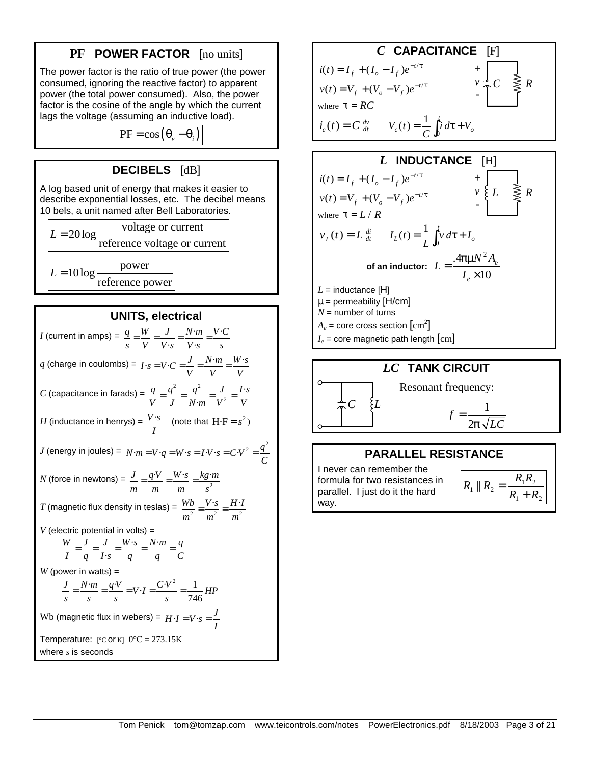## PF POWER FACTOR [no units]

The power factor is the ratio of true power (the power consumed, ignoring the reactive factor) to apparent power (the total power consumed). Also, the power factor is the cosine of the angle by which the current lags the voltage (assuming an inductive load).

$$\mathrm{PF} = \cos(\theta_v - \theta_i)$$

## DECIBELS [dB]

A log based unit of energy that makes it easier to describe exponential losses, etc. The decibel means 10 bels, a unit named after Bell Laboratories.

$$L = 20\log\frac{\text{voltage or current}}{\text{reference voltage or current}}$$

$$L = 10\log\frac{\text{power}}{\text{reference power}}$$

## UNITS, electrical

$I$ (current in amps) = $\frac{q}{s} = \frac{W}{V} = \frac{J}{V \cdot s} = \frac{N \cdot m}{V \cdot s} = \frac{V \cdot C}{s}$

$q$ (charge in coulombs) = $I \cdot s = V \cdot C = \frac{J}{V} = \frac{N \cdot m}{V} = \frac{W \cdot s}{V}$

$C$ (capacitance in farads) = $\frac{q}{V} = \frac{q^2}{J} = \frac{q^2}{N \cdot m} = \frac{J}{V^2} = \frac{I \cdot s}{V}$

$H$ (inductance in henrys) = $\frac{V \cdot s}{I}$ (note that $\mathrm{H} \cdot \mathrm{F} = s^2$)

$J$ (energy in joules) = $N \cdot m = V \cdot q = W \cdot s = I \cdot V \cdot s = C \cdot V^2 = \frac{q^2}{C}$

$N$ (force in newtons) = $\frac{J}{m} = \frac{q \cdot V}{m} = \frac{W \cdot s}{m} = \frac{kg \cdot m}{s^2}$

$T$ (magnetic flux density in teslas) = $\frac{Wb}{m^2} = \frac{V \cdot s}{m^2} = \frac{H \cdot I}{m^2}$

$V$ (electric potential in volts) =

$$\frac{W}{I} = \frac{J}{q} = \frac{J}{I \cdot s} = \frac{W \cdot s}{q} = \frac{N \cdot m}{q} = \frac{q}{C}$$

$W$ (power in watts) =

$$\frac{J}{s} = \frac{N \cdot m}{s} = \frac{q \cdot V}{s} = V \cdot I = \frac{C \cdot V^2}{s} = \frac{1}{746}HP$$

Wb (magnetic flux in webers) = $H \cdot I = V \cdot s = \frac{J}{I}$

Temperature: [°C or K] $0°\mathrm{C} = 273.15\mathrm{K}$

where $s$ is seconds

## C CAPACITANCE [F]

$$i(t) = I_f + (I_o - I_f)e^{-t/\tau}$$

$$v(t) = V_f + (V_o - V_f)e^{-t/\tau}$$

where $\tau = RC$

$$i_c(t) = C\frac{dv}{dt} \qquad V_c(t) = \frac{1}{C}\int_0^t i \, d\tau + V_o$$

## L INDUCTANCE [H]

$$i(t) = I_f + (I_o - I_f)e^{-t/\tau}$$

$$v(t) = V_f + (V_o - V_f)e^{-t/\tau}$$

where $\tau = L / R$

$$v_L(t) = L\frac{di}{dt} \qquad I_L(t) = \frac{1}{L}\int_0^t v \, d\tau + I_o$$

**of an inductor:** $L = \frac{.4\pi\mu N^2 A_e}{I_e \times 10}$

$L$ = inductance [H]
$\mu$ = permeability [H/cm]
$N$ = number of turns
$A_e$ = core cross section [$\mathrm{cm}^2$]
$I_e$ = core magnetic path length [cm]

## LC TANK CIRCUIT

Resonant frequency:

$$f = \frac{1}{2\pi\sqrt{LC}}$$

## PARALLEL RESISTANCE

I never can remember the formula for two resistances in parallel. I just do it the hard way.

$$R_1 \parallel R_2 = \frac{R_1 R_2}{R_1 + R_2}$$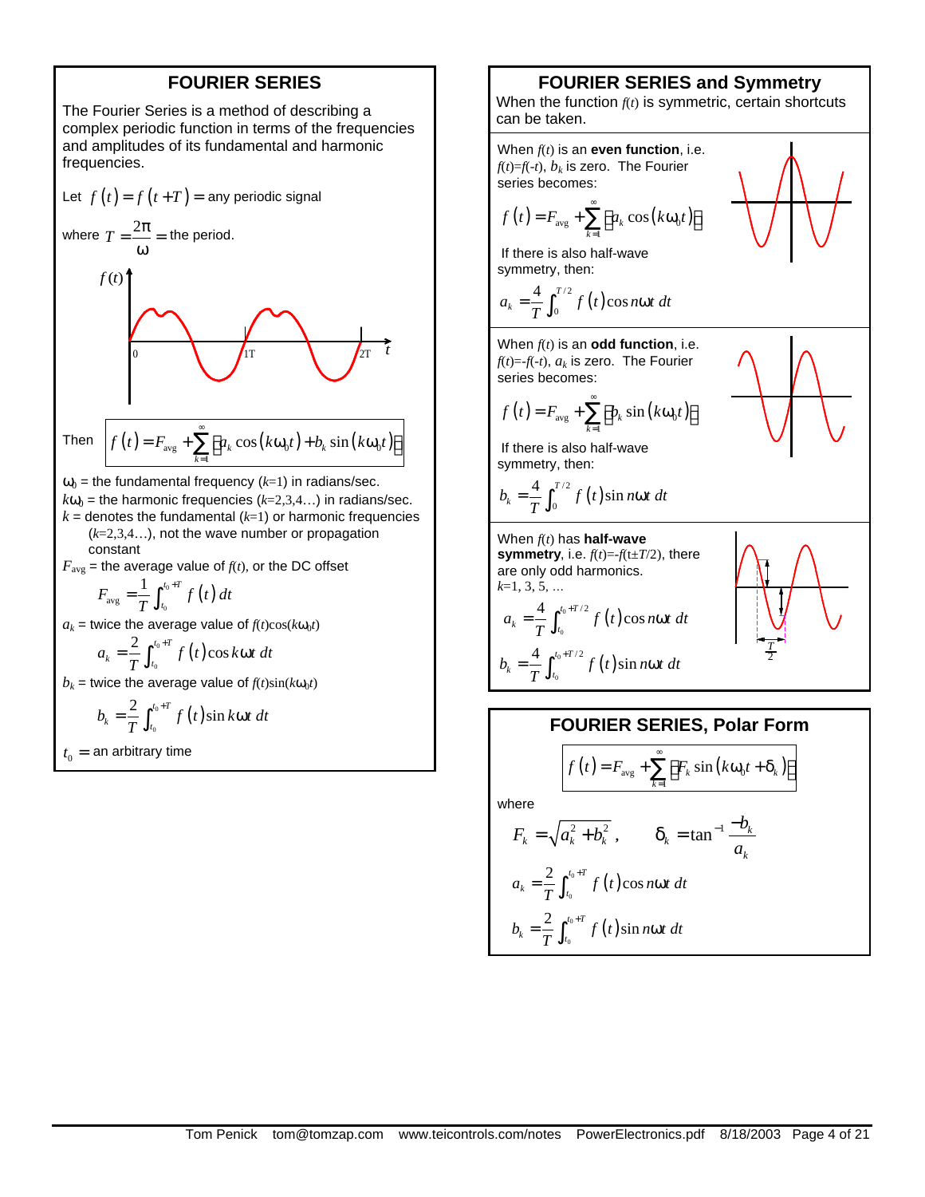## FOURIER SERIES

The Fourier Series is a method of describing a complex periodic function in terms of the frequencies and amplitudes of its fundamental and harmonic frequencies.

Let $f(t) = f(t+T) =$ any periodic signal

where $T = \dfrac{2\pi}{\omega} =$ the period.

Then
$$f(t) = F_{\text{avg}} + \sum_{k=1}^{\infty}\left[a_k \cos(k\omega_0 t) + b_k \sin(k\omega_0 t)\right]$$

$\omega_0$ = the fundamental frequency ($k$=1) in radians/sec.

$k\omega_0$ = the harmonic frequencies ($k$=2,3,4…) in radians/sec.

$k$ = denotes the fundamental ($k$=1) or harmonic frequencies ($k$=2,3,4…), not the wave number or propagation constant

$F_{\text{avg}}$ = the average value of $f(t)$, or the DC offset

$$F_{\text{avg}} = \frac{1}{T}\int_{t_0}^{t_0+T} f(t)\,dt$$

$a_k$ = twice the average value of $f(t)\cos(k\omega_0 t)$

$$a_k = \frac{2}{T}\int_{t_0}^{t_0+T} f(t)\cos k\omega t\,dt$$

$b_k$ = twice the average value of $f(t)\sin(k\omega_0 t)$

$$b_k = \frac{2}{T}\int_{t_0}^{t_0+T} f(t)\sin k\omega t\,dt$$

$t_0$ = an arbitrary time

## FOURIER SERIES and Symmetry

When the function $f(t)$ is symmetric, certain shortcuts can be taken.

When $f(t)$ is an **even function**, i.e. $f(t)=f(-t)$, $b_k$ is zero. The Fourier series becomes:

$$f(t) = F_{\text{avg}} + \sum_{k=1}^{\infty}\left[a_k \cos(k\omega_0 t)\right]$$

If there is also half-wave symmetry, then:

$$a_k = \frac{4}{T}\int_{0}^{T/2} f(t)\cos n\omega t\,dt$$

When $f(t)$ is an **odd function**, i.e. $f(t)=-f(-t)$, $a_k$ is zero. The Fourier series becomes:

$$f(t) = F_{\text{avg}} + \sum_{k=1}^{\infty}\left[b_k \sin(k\omega_0 t)\right]$$

If there is also half-wave symmetry, then:

$$b_k = \frac{4}{T}\int_{0}^{T/2} f(t)\sin n\omega t\,dt$$

When $f(t)$ has **half-wave symmetry**, i.e. $f(t)=-f(t\pm T/2)$, there are only odd harmonics. $k$=1, 3, 5, …

$$a_k = \frac{4}{T}\int_{t_0}^{t_0+T/2} f(t)\cos n\omega t\,dt$$

$$b_k = \frac{4}{T}\int_{t_0}^{t_0+T/2} f(t)\sin n\omega t\,dt$$

## FOURIER SERIES, Polar Form

$$f(t) = F_{\text{avg}} + \sum_{k=1}^{\infty}\left[F_k \sin(k\omega_0 t + \delta_k)\right]$$

where

$$F_k = \sqrt{a_k^2 + b_k^2}, \qquad \delta_k = \tan^{-1}\frac{-b_k}{a_k}$$

$$a_k = \frac{2}{T}\int_{t_0}^{t_0+T} f(t)\cos n\omega t\,dt$$

$$b_k = \frac{2}{T}\int_{t_0}^{t_0+T} f(t)\sin n\omega t\,dt$$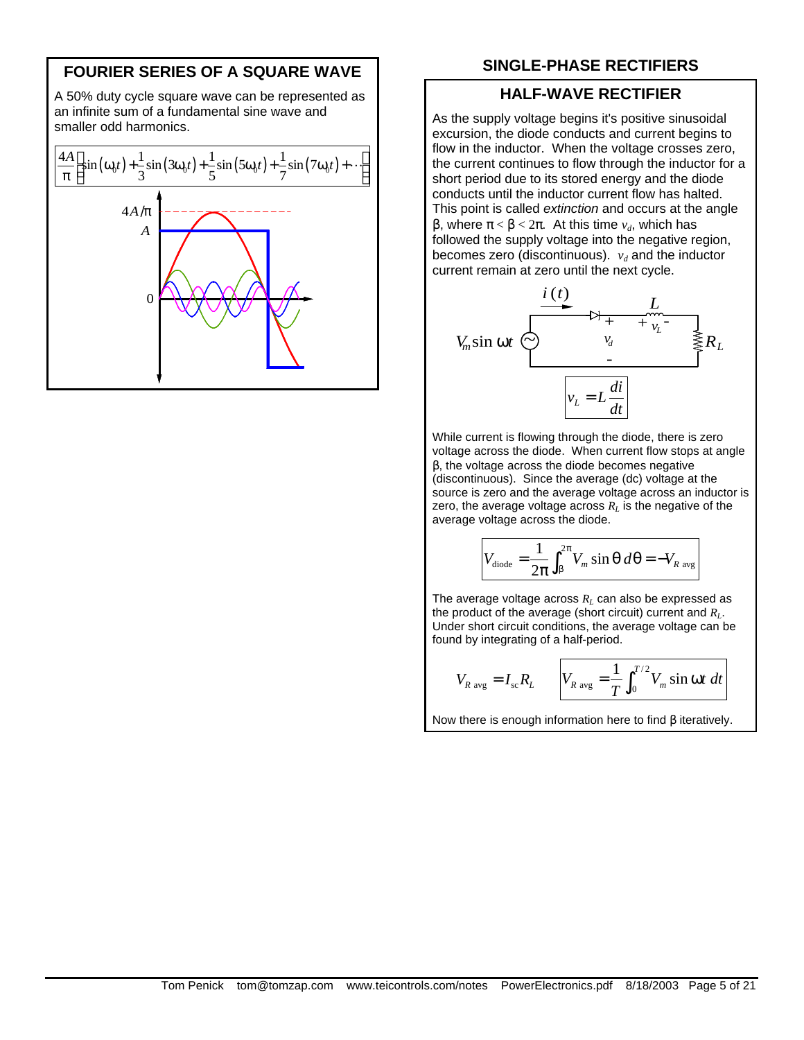## FOURIER SERIES OF A SQUARE WAVE

A 50% duty cycle square wave can be represented as an infinite sum of a fundamental sine wave and smaller odd harmonics.

$$\frac{4A}{\pi}\left[\sin(\omega_0 t)+\frac{1}{3}\sin(3\omega_0 t)+\frac{1}{5}\sin(5\omega_0 t)+\frac{1}{7}\sin(7\omega_0 t)+\cdots\right]$$

## SINGLE-PHASE RECTIFIERS

### HALF-WAVE RECTIFIER

As the supply voltage begins it's positive sinusoidal excursion, the diode conducts and current begins to flow in the inductor. When the voltage crosses zero, the current continues to flow through the inductor for a short period due to its stored energy and the diode conducts until the inductor current flow has halted. This point is called *extinction* and occurs at the angle $\beta$, where $\pi < \beta < 2\pi$. At this time $v_d$, which has followed the supply voltage into the negative region, becomes zero (discontinuous). $v_d$ and the inductor current remain at zero until the next cycle.

$$v_L = L\frac{di}{dt}$$

While current is flowing through the diode, there is zero voltage across the diode. When current flow stops at angle $\beta$, the voltage across the diode becomes negative (discontinuous). Since the average (dc) voltage at the source is zero and the average voltage across an inductor is zero, the average voltage across $R_L$ is the negative of the average voltage across the diode.

$$V_{\text{diode}} = \frac{1}{2\pi}\int_{\beta}^{2\pi} V_m \sin\theta\, d\theta = -V_{R\text{ avg}}$$

The average voltage across $R_L$ can also be expressed as the product of the average (short circuit) current and $R_L$. Under short circuit conditions, the average voltage can be found by integrating of a half-period.

$$V_{R\text{ avg}} = I_{sc}R_L \qquad V_{R\text{ avg}} = \frac{1}{T}\int_0^{T/2} V_m \sin\omega t\, dt$$

Now there is enough information here to find $\beta$ iteratively.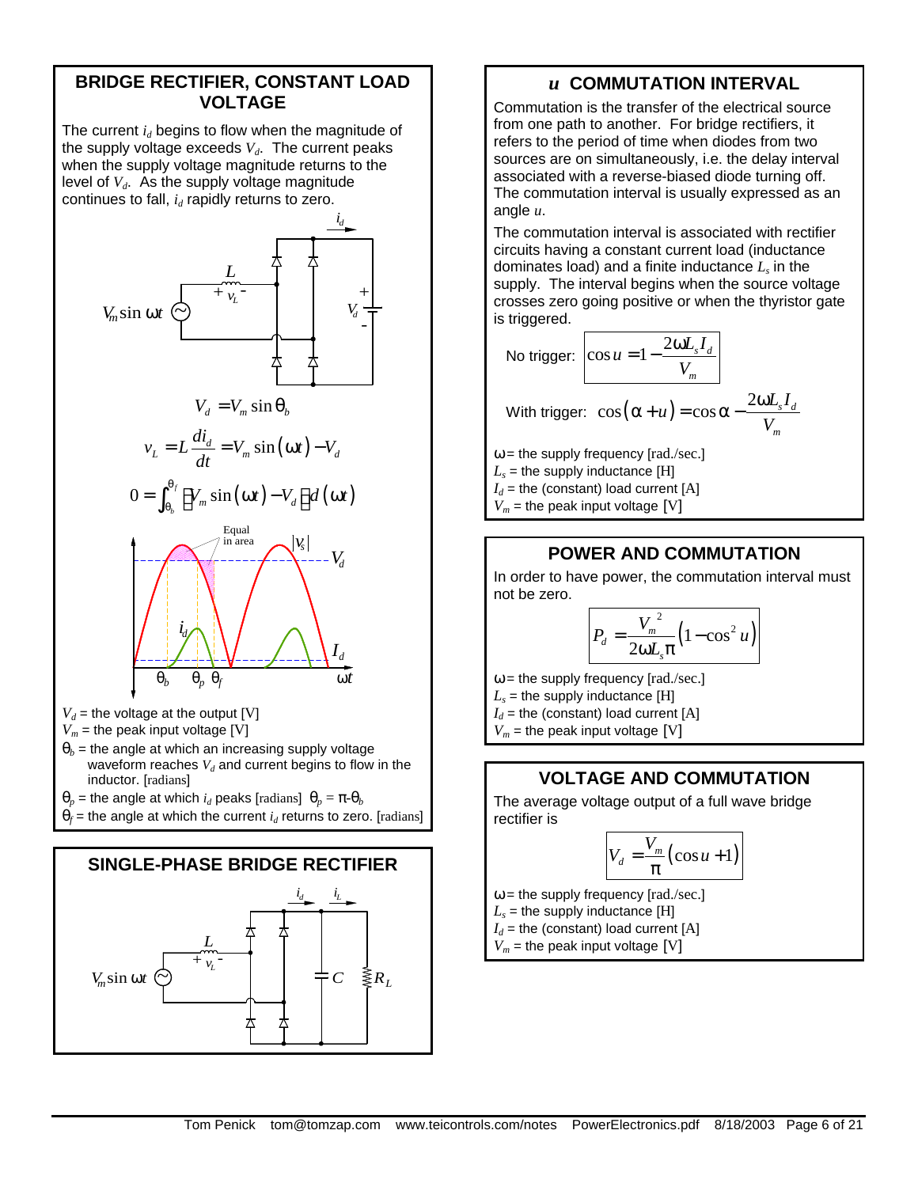## BRIDGE RECTIFIER, CONSTANT LOAD VOLTAGE

The current $i_d$ begins to flow when the magnitude of the supply voltage exceeds $V_d$. The current peaks when the supply voltage magnitude returns to the level of $V_d$. As the supply voltage magnitude continues to fall, $i_d$ rapidly returns to zero.

$$V_d = V_m \sin \theta_b$$

$$v_L = L \frac{di_d}{dt} = V_m \sin(\omega t) - V_d$$

$$0 = \int_{\theta_b}^{\theta_f} \left[ V_m \sin(\omega t) - V_d \right] d(\omega t)$$

$V_d$ = the voltage at the output [V]
$V_m$ = the peak input voltage [V]
$\theta_b$ = the angle at which an increasing supply voltage waveform reaches $V_d$ and current begins to flow in the inductor. [radians]
$\theta_p$ = the angle at which $i_d$ peaks [radians] $\theta_p = \pi - \theta_b$
$\theta_f$ = the angle at which the current $i_d$ returns to zero. [radians]

## SINGLE-PHASE BRIDGE RECTIFIER

## $u$ COMMUTATION INTERVAL

Commutation is the transfer of the electrical source from one path to another. For bridge rectifiers, it refers to the period of time when diodes from two sources are on simultaneously, i.e. the delay interval associated with a reverse-biased diode turning off. The commutation interval is usually expressed as an angle $u$.

The commutation interval is associated with rectifier circuits having a constant current load (inductance dominates load) and a finite inductance $L_s$ in the supply. The interval begins when the source voltage crosses zero going positive or when the thyristor gate is triggered.

No trigger: $$\cos u = 1 - \frac{2\omega L_s I_d}{V_m}$$

With trigger: $$\cos(\alpha + u) = \cos \alpha - \frac{2\omega L_s I_d}{V_m}$$

$\omega$ = the supply frequency [rad./sec.]
$L_s$ = the supply inductance [H]
$I_d$ = the (constant) load current [A]
$V_m$ = the peak input voltage [V]

## POWER AND COMMUTATION

In order to have power, the commutation interval must not be zero.

$$P_d = \frac{V_m^2}{2\omega L_s \pi}\left(1 - \cos^2 u\right)$$

$\omega$ = the supply frequency [rad./sec.]
$L_s$ = the supply inductance [H]
$I_d$ = the (constant) load current [A]
$V_m$ = the peak input voltage [V]

## VOLTAGE AND COMMUTATION

The average voltage output of a full wave bridge rectifier is

$$V_d = \frac{V_m}{\pi}\left(\cos u + 1\right)$$

$\omega$ = the supply frequency [rad./sec.]
$L_s$ = the supply inductance [H]
$I_d$ = the (constant) load current [A]
$V_m$ = the peak input voltage [V]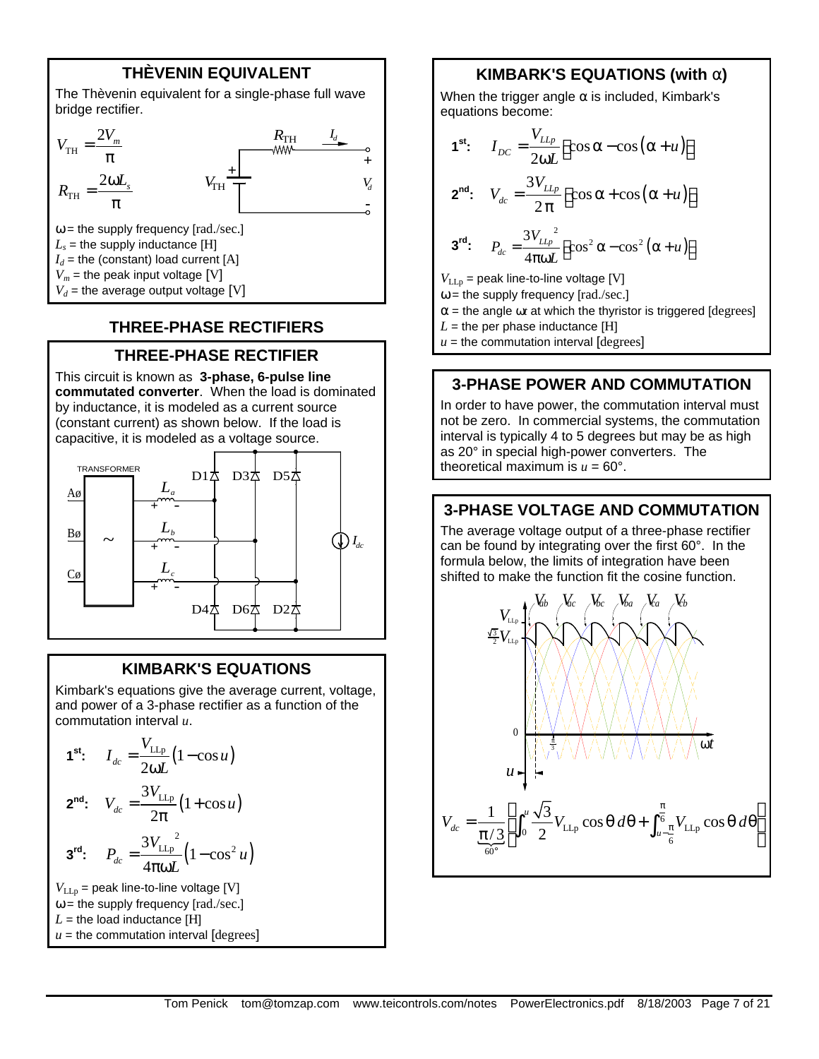## THÈVENIN EQUIVALENT

The Thèvenin equivalent for a single-phase full wave bridge rectifier.

$$V_{\text{TH}} = \frac{2V_m}{\pi}$$

$$R_{\text{TH}} = \frac{2\omega L_s}{\pi}$$

$\omega$ = the supply frequency [rad./sec.]
$L_s$ = the supply inductance [H]
$I_d$ = the (constant) load current [A]
$V_m$ = the peak input voltage [V]
$V_d$ = the average output voltage [V]

# THREE-PHASE RECTIFIERS

## THREE-PHASE RECTIFIER

This circuit is known as **3-phase, 6-pulse line commutated converter**. When the load is dominated by inductance, it is modeled as a current source (constant current) as shown below. If the load is capacitive, it is modeled as a voltage source.

## KIMBARK'S EQUATIONS

Kimbark's equations give the average current, voltage, and power of a 3-phase rectifier as a function of the commutation interval $u$.

**1st**: $$I_{dc} = \frac{V_{\text{LLp}}}{2\omega L}(1 - \cos u)$$

**2nd**: $$V_{dc} = \frac{3V_{\text{LLp}}}{2\pi}(1 + \cos u)$$

**3rd**: $$P_{dc} = \frac{3V_{\text{LLp}}^{\ 2}}{4\pi\omega L}(1 - \cos^2 u)$$

$V_{\text{LLp}}$ = peak line-to-line voltage [V]
$\omega$ = the supply frequency [rad./sec.]
$L$ = the load inductance [H]
$u$ = the commutation interval [degrees]

## KIMBARK'S EQUATIONS (with $\alpha$)

When the trigger angle $\alpha$ is included, Kimbark's equations become:

**1st**: $$I_{DC} = \frac{V_{LLp}}{2\omega L}\left[\cos\alpha - \cos(\alpha + u)\right]$$

**2nd**: $$V_{dc} = \frac{3V_{LLp}}{2\pi}\left[\cos\alpha + \cos(\alpha + u)\right]$$

**3rd**: $$P_{dc} = \frac{3V_{LLp}^{\ 2}}{4\pi\omega L}\left[\cos^2\alpha - \cos^2(\alpha + u)\right]$$

$V_{\text{LLp}}$ = peak line-to-line voltage [V]
$\omega$ = the supply frequency [rad./sec.]
$\alpha$ = the angle $\omega t$ at which the thyristor is triggered [degrees]
$L$ = the per phase inductance [H]
$u$ = the commutation interval [degrees]

## 3-PHASE POWER AND COMMUTATION

In order to have power, the commutation interval must not be zero. In commercial systems, the commutation interval is typically 4 to 5 degrees but may be as high as 20° in special high-power converters. The theoretical maximum is $u = 60°$.

## 3-PHASE VOLTAGE AND COMMUTATION

The average voltage output of a three-phase rectifier can be found by integrating over the first 60°. In the formula below, the limits of integration have been shifted to make the function fit the cosine function.

$$V_{dc} = \underbrace{\frac{1}{\pi/3}}_{60°}\left[\int_0^u \frac{\sqrt{3}}{2}V_{\text{LLp}}\cos\theta\, d\theta + \int_{u-\frac{\pi}{6}}^{\frac{\pi}{6}} V_{\text{LLp}}\cos\theta\, d\theta\right]$$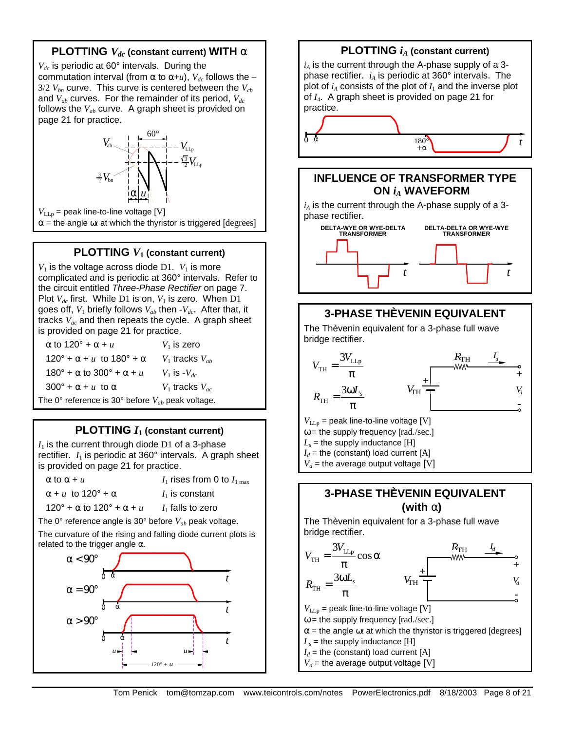## PLOTTING $V_{dc}$ (constant current) WITH α

$V_{dc}$ is periodic at 60° intervals. During the commutation interval (from α to α+$u$), $V_{dc}$ follows the –3/2 $V_{bn}$ curve. This curve is centered between the $V_{cb}$ and $V_{ab}$ curves. For the remainder of its period, $V_{dc}$ follows the $V_{ab}$ curve. A graph sheet is provided on page 21 for practice.

$V_{LLp}$ = peak line-to-line voltage [V]
α = the angle ω$t$ at which the thyristor is triggered [degrees]

## PLOTTING $V_1$ (constant current)

$V_1$ is the voltage across diode D1. $V_1$ is more complicated and is periodic at 360° intervals. Refer to the circuit entitled *Three-Phase Rectifier* on page 7. Plot $V_{dc}$ first. While D1 is on, $V_1$ is zero. When D1 goes off, $V_1$ briefly follows $V_{ab}$ then -$V_{dc}$. After that, it tracks $V_{ac}$ and then repeats the cycle. A graph sheet is provided on page 21 for practice.

| | |
|---|---|
| α to 120° + α + $u$ | $V_1$ is zero |
| 120° + α + $u$ to 180° + α | $V_1$ tracks $V_{ab}$ |
| 180° + α to 300° + α + $u$ | $V_1$ is -$V_{dc}$ |
| 300° + α + $u$ to α | $V_1$ tracks $V_{ac}$ |

The 0° reference is 30° before $V_{ab}$ peak voltage.

## PLOTTING $I_1$ (constant current)

$I_1$ is the current through diode D1 of a 3-phase rectifier. $I_1$ is periodic at 360° intervals. A graph sheet is provided on page 21 for practice.

| | |
|---|---|
| α to α + $u$ | $I_1$ rises from 0 to $I_{1\,max}$ |
| α + $u$ to 120° + α | $I_1$ is constant |
| 120° + α to 120° + α + $u$ | $I_1$ falls to zero |

The 0° reference angle is 30° before $V_{ab}$ peak voltage.

The curvature of the rising and falling diode current plots is related to the trigger angle α.

## PLOTTING $i_A$ (constant current)

$i_A$ is the current through the A-phase supply of a 3-phase rectifier. $i_A$ is periodic at 360° intervals. The plot of $i_A$ consists of the plot of $I_1$ and the inverse plot of $I_4$. A graph sheet is provided on page 21 for practice.

## INFLUENCE OF TRANSFORMER TYPE ON $i_A$ WAVEFORM

$i_A$ is the current through the A-phase supply of a 3-phase rectifier.

DELTA-WYE OR WYE-DELTA TRANSFORMER — DELTA-DELTA OR WYE-WYE TRANSFORMER

## 3-PHASE THÈVENIN EQUIVALENT

The Thèvenin equivalent for a 3-phase full wave bridge rectifier.

$$V_{TH} = \frac{3V_{LLp}}{\pi}$$

$$R_{TH} = \frac{3\omega L_s}{\pi}$$

$V_{LLp}$ = peak line-to-line voltage [V]
ω = the supply frequency [rad./sec.]
$L_s$ = the supply inductance [H]
$I_d$ = the (constant) load current [A]
$V_d$ = the average output voltage [V]

## 3-PHASE THÈVENIN EQUIVALENT (with α)

The Thèvenin equivalent for a 3-phase full wave bridge rectifier.

$$V_{TH} = \frac{3V_{LLp}}{\pi}\cos\alpha$$

$$R_{TH} = \frac{3\omega L_s}{\pi}$$

$V_{LLp}$ = peak line-to-line voltage [V]
ω = the supply frequency [rad./sec.]
α = the angle ω$t$ at which the thyristor is triggered [degrees]
$L_s$ = the supply inductance [H]
$I_d$ = the (constant) load current [A]
$V_d$ = the average output voltage [V]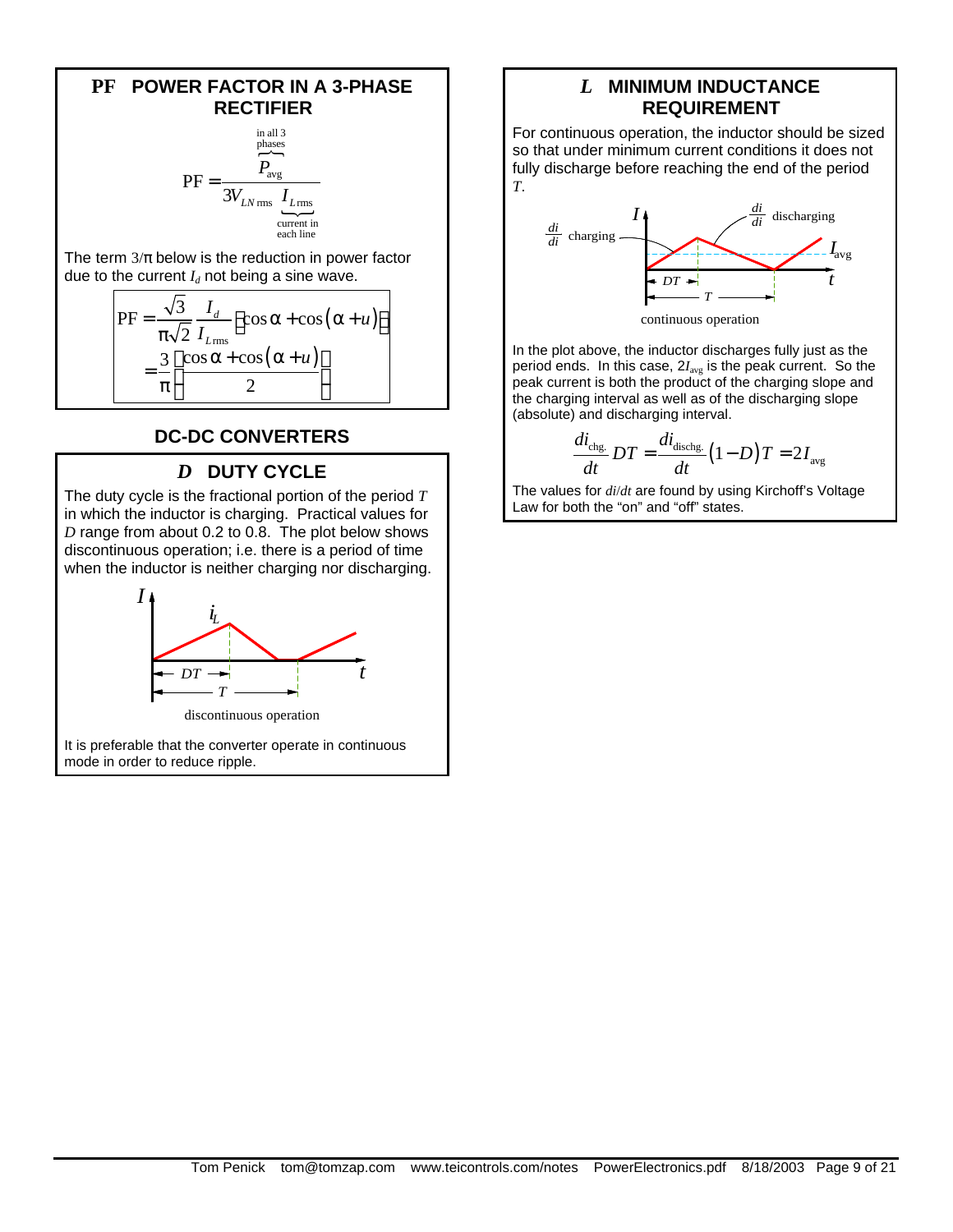## PF POWER FACTOR IN A 3-PHASE RECTIFIER

$$\text{PF} = \frac{\overbrace{P_{\text{avg}}}^{\text{in all 3 phases}}}{3V_{LN\,\text{rms}}\underbrace{I_{L\,\text{rms}}}_{\text{current in each line}}}$$

The term $3/\pi$ below is the reduction in power factor due to the current $I_d$ not being a sine wave.

$$\text{PF} = \frac{\sqrt{3}}{\pi\sqrt{2}}\frac{I_d}{I_{L\,\text{rms}}}\left[\cos\alpha + \cos(\alpha+u)\right]$$
$$= \frac{3}{\pi}\left[\frac{\cos\alpha + \cos(\alpha+u)}{2}\right]$$

## DC-DC CONVERTERS

### D DUTY CYCLE

The duty cycle is the fractional portion of the period $T$ in which the inductor is charging. Practical values for $D$ range from about 0.2 to 0.8. The plot below shows discontinuous operation; i.e. there is a period of time when the inductor is neither charging nor discharging.

discontinuous operation

It is preferable that the converter operate in continuous mode in order to reduce ripple.

### L MINIMUM INDUCTANCE REQUIREMENT

For continuous operation, the inductor should be sized so that under minimum current conditions it does not fully discharge before reaching the end of the period $T$.

continuous operation

In the plot above, the inductor discharges fully just as the period ends. In this case, $2I_{\text{avg}}$ is the peak current. So the peak current is both the product of the charging slope and the charging interval as well as of the discharging slope (absolute) and discharging interval.

$$\frac{di_{\text{chg.}}}{dt}DT = \frac{di_{\text{dischg.}}}{dt}(1-D)T = 2I_{\text{avg}}$$

The values for $di/dt$ are found by using Kirchoff's Voltage Law for both the "on" and "off" states.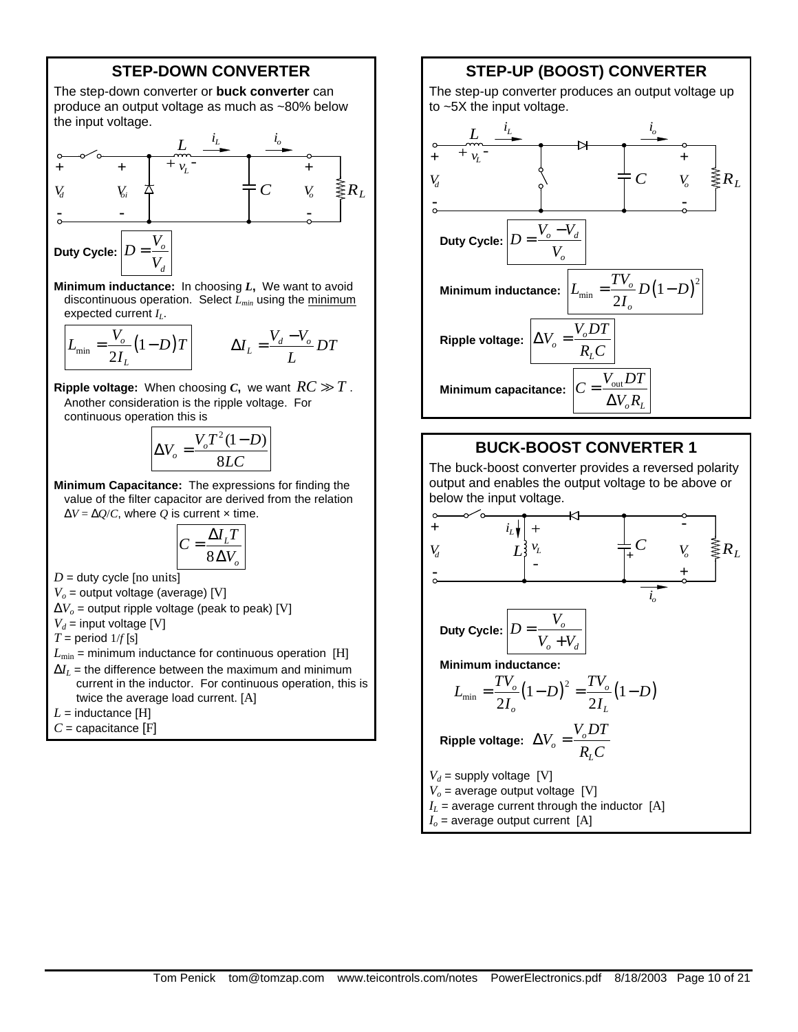## STEP-DOWN CONVERTER

The step-down converter or **buck converter** can produce an output voltage as much as ~80% below the input voltage.

**Duty Cycle:** $D = \dfrac{V_o}{V_d}$

**Minimum inductance:** In choosing $L$, We want to avoid discontinuous operation. Select $L_{min}$ using the minimum expected current $I_L$.

$$L_{\min} = \frac{V_o}{2I_L}(1-D)T \qquad \Delta I_L = \frac{V_d - V_o}{L} DT$$

**Ripple voltage:** When choosing $C$, we want $RC \gg T$. Another consideration is the ripple voltage. For continuous operation this is

$$\Delta V_o = \frac{V_o T^2 (1-D)}{8LC}$$

**Minimum Capacitance:** The expressions for finding the value of the filter capacitor are derived from the relation $\Delta V = \Delta Q / C$, where $Q$ is current × time.

$$C = \frac{\Delta I_L T}{8 \Delta V_o}$$

$D$ = duty cycle [no units]
$V_o$ = output voltage (average) [V]
$\Delta V_o$ = output ripple voltage (peak to peak) [V]
$V_d$ = input voltage [V]
$T$ = period $1/f$ [s]
$L_{\min}$ = minimum inductance for continuous operation [H]
$\Delta I_L$ = the difference between the maximum and minimum current in the inductor. For continuous operation, this is twice the average load current. [A]
$L$ = inductance [H]
$C$ = capacitance [F]

## STEP-UP (BOOST) CONVERTER

The step-up converter produces an output voltage up to ~5X the input voltage.

**Duty Cycle:** $D = \dfrac{V_o - V_d}{V_o}$

**Minimum inductance:** $L_{\min} = \dfrac{TV_o}{2I_o} D(1-D)^2$

**Ripple voltage:** $\Delta V_o = \dfrac{V_o DT}{R_L C}$

**Minimum capacitance:** $C = \dfrac{V_{\text{out}} DT}{\Delta V_o R_L}$

## BUCK-BOOST CONVERTER 1

The buck-boost converter provides a reversed polarity output and enables the output voltage to be above or below the input voltage.

**Duty Cycle:** $D = \dfrac{V_o}{V_o + V_d}$

**Minimum inductance:**

$$L_{\min} = \frac{TV_o}{2I_o}(1-D)^2 = \frac{TV_o}{2I_L}(1-D)$$

**Ripple voltage:** $\Delta V_o = \dfrac{V_o DT}{R_L C}$

$V_d$ = supply voltage [V]
$V_o$ = average output voltage [V]
$I_L$ = average current through the inductor [A]
$I_o$ = average output current [A]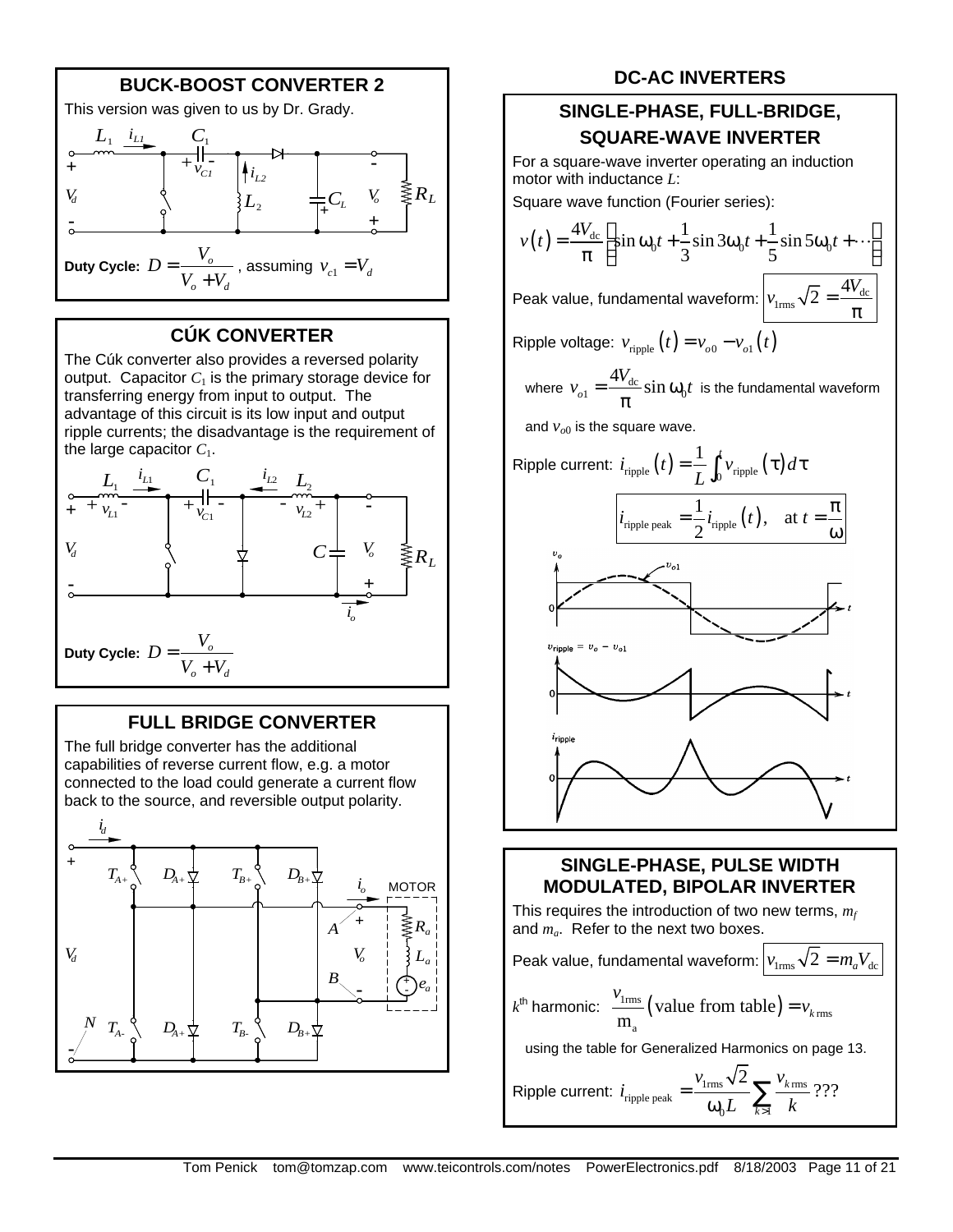## BUCK-BOOST CONVERTER 2

This version was given to us by Dr. Grady.

**Duty Cycle:** $D = \dfrac{V_o}{V_o + V_d}$, assuming $v_{c1} = V_d$

## CÚK CONVERTER

The Cúk converter also provides a reversed polarity output. Capacitor $C_1$ is the primary storage device for transferring energy from input to output. The advantage of this circuit is its low input and output ripple currents; the disadvantage is the requirement of the large capacitor $C_1$.

**Duty Cycle:** $D = \dfrac{V_o}{V_o + V_d}$

## FULL BRIDGE CONVERTER

The full bridge converter has the additional capabilities of reverse current flow, e.g. a motor connected to the load could generate a current flow back to the source, and reversible output polarity.

# DC-AC INVERTERS

## SINGLE-PHASE, FULL-BRIDGE, SQUARE-WAVE INVERTER

For a square-wave inverter operating an induction motor with inductance $L$:

Square wave function (Fourier series):

$$v(t) = \frac{4V_{\text{dc}}}{\pi}\left[\sin\omega_0 t + \frac{1}{3}\sin 3\omega_0 t + \frac{1}{5}\sin 5\omega_0 t + \cdots\right]$$

Peak value, fundamental waveform: $v_{1\text{rms}}\sqrt{2} = \dfrac{4V_{\text{dc}}}{\pi}$

Ripple voltage: $v_{\text{ripple}}(t) = v_{o0} - v_{o1}(t)$

where $v_{o1} = \dfrac{4V_{\text{dc}}}{\pi}\sin\omega_0 t$ is the fundamental waveform

and $v_{o0}$ is the square wave.

Ripple current: $i_{\text{ripple}}(t) = \dfrac{1}{L}\int_0^t v_{\text{ripple}}(\tau)\,d\tau$

$$i_{\text{ripple peak}} = \frac{1}{2} i_{\text{ripple}}(t), \quad \text{at } t = \frac{\pi}{\omega}$$

## SINGLE-PHASE, PULSE WIDTH MODULATED, BIPOLAR INVERTER

This requires the introduction of two new terms, $m_f$ and $m_a$. Refer to the next two boxes.

Peak value, fundamental waveform: $v_{1\text{rms}}\sqrt{2} = m_a V_{\text{dc}}$

$k^{\text{th}}$ harmonic: $\dfrac{v_{1\text{rms}}}{\text{m}_\text{a}}(\text{value from table}) = v_{k\,\text{rms}}$

using the table for Generalized Harmonics on page 13.

Ripple current: $i_{\text{ripple peak}} = \dfrac{v_{1\text{rms}}\sqrt{2}}{\omega_0 L}\sum_{k>1}\dfrac{v_{k\,\text{rms}}}{k}$ ???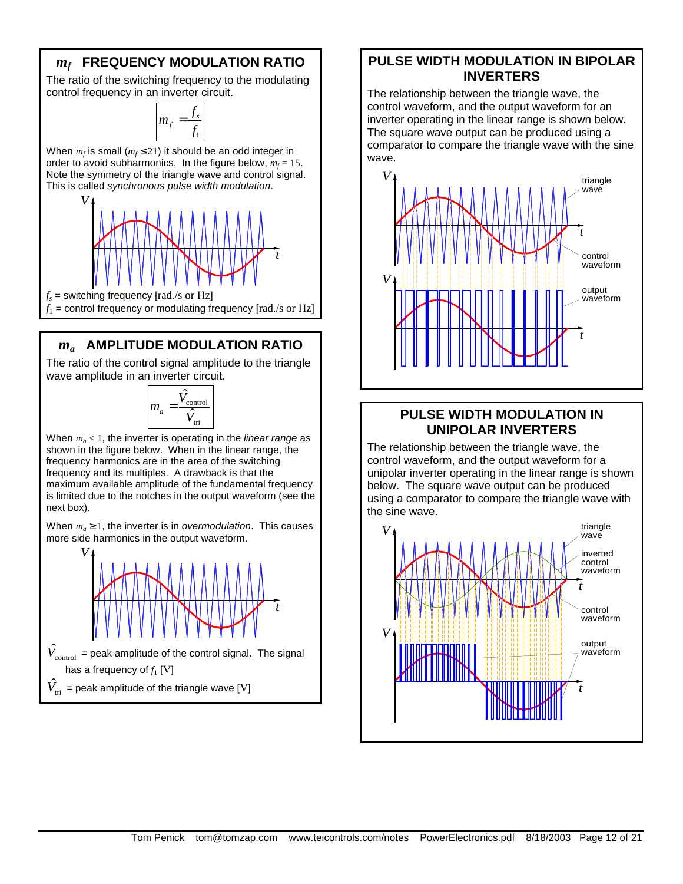## $m_f$ FREQUENCY MODULATION RATIO

The ratio of the switching frequency to the modulating control frequency in an inverter circuit.

$$m_f = \frac{f_s}{f_1}$$

When $m_f$ is small ($m_f \leq 21$) it should be an odd integer in order to avoid subharmonics. In the figure below, $m_f = 15$. Note the symmetry of the triangle wave and control signal. This is called *synchronous pulse width modulation*.

$f_s$ = switching frequency [rad./s or Hz]

$f_1$ = control frequency or modulating frequency [rad./s or Hz]

## $m_a$ AMPLITUDE MODULATION RATIO

The ratio of the control signal amplitude to the triangle wave amplitude in an inverter circuit.

$$m_a = \frac{\hat{V}_{\text{control}}}{\hat{V}_{\text{tri}}}$$

When $m_a < 1$, the inverter is operating in the *linear range* as shown in the figure below. When in the linear range, the frequency harmonics are in the area of the switching frequency and its multiples. A drawback is that the maximum available amplitude of the fundamental frequency is limited due to the notches in the output waveform (see the next box).

When $m_a \geq 1$, the inverter is in *overmodulation*. This causes more side harmonics in the output waveform.

$\hat{V}_{\text{control}}$ = peak amplitude of the control signal. The signal has a frequency of $f_1$ [V]

$\hat{V}_{\text{tri}}$ = peak amplitude of the triangle wave [V]

## PULSE WIDTH MODULATION IN BIPOLAR INVERTERS

The relationship between the triangle wave, the control waveform, and the output waveform for an inverter operating in the linear range is shown below. The square wave output can be produced using a comparator to compare the triangle wave with the sine wave.

## PULSE WIDTH MODULATION IN UNIPOLAR INVERTERS

The relationship between the triangle wave, the control waveform, and the output waveform for a unipolar inverter operating in the linear range is shown below. The square wave output can be produced using a comparator to compare the triangle wave with the sine wave.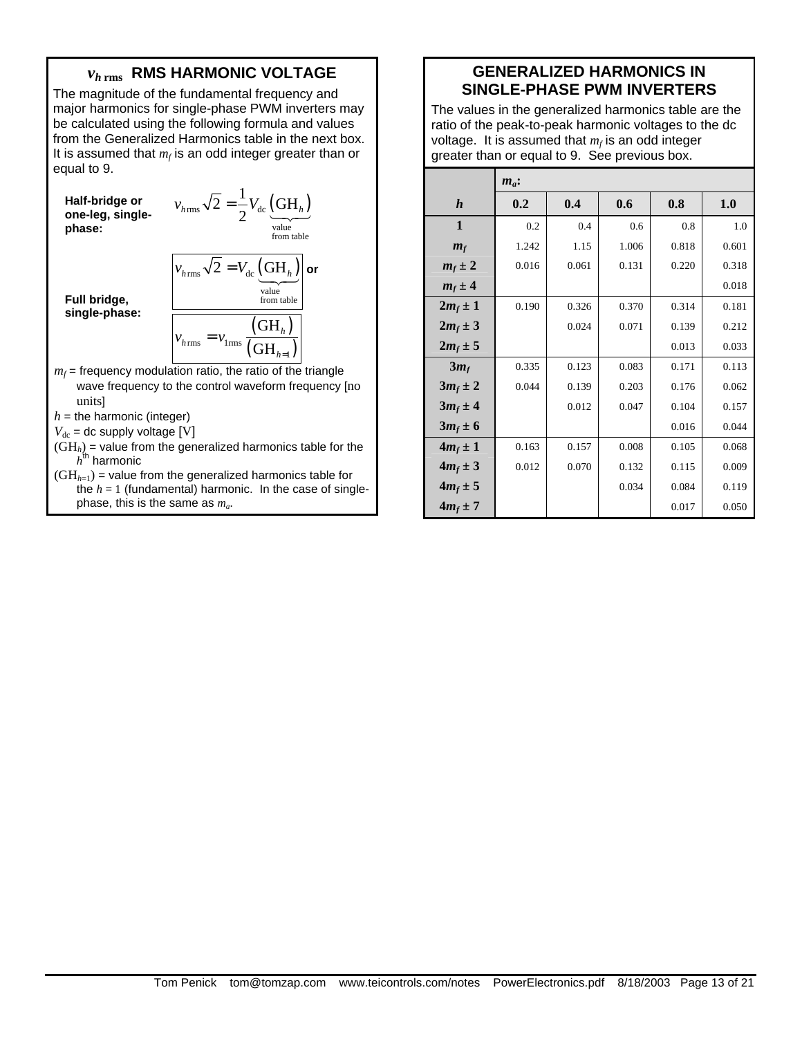## $v_{h\,\text{rms}}$ RMS HARMONIC VOLTAGE

The magnitude of the fundamental frequency and major harmonics for single-phase PWM inverters may be calculated using the following formula and values from the Generalized Harmonics table in the next box. It is assumed that $m_f$ is an odd integer greater than or equal to 9.

**Half-bridge or one-leg, single-phase:**

$$v_{h\text{rms}}\sqrt{2} = \frac{1}{2}V_{\text{dc}}\underbrace{\left(\text{GH}_h\right)}_{\substack{\text{value} \\ \text{from table}}}$$

**Full bridge, single-phase:**

$$v_{h\text{rms}}\sqrt{2} = V_{\text{dc}}\underbrace{\left(\text{GH}_h\right)}_{\substack{\text{value} \\ \text{from table}}} \quad \textbf{or}$$

$$v_{h\text{rms}} = v_{1\text{rms}}\frac{\left(\text{GH}_h\right)}{\left(\text{GH}_{h=1}\right)}$$

$m_f$ = frequency modulation ratio, the ratio of the triangle wave frequency to the control waveform frequency [no units]

$h$ = the harmonic (integer)

$V_{\text{dc}}$ = dc supply voltage [V]

$(\text{GH}_h)$ = value from the generalized harmonics table for the $h^{\text{th}}$ harmonic

$(\text{GH}_{h=1})$ = value from the generalized harmonics table for the $h = 1$ (fundamental) harmonic. In the case of single-phase, this is the same as $m_a$.

## GENERALIZED HARMONICS IN SINGLE-PHASE PWM INVERTERS

The values in the generalized harmonics table are the ratio of the peak-to-peak harmonic voltages to the dc voltage. It is assumed that $m_f$ is an odd integer greater than or equal to 9. See previous box.

| | $m_a$: | | | | |
|---|---|---|---|---|---|
| $h$ | **0.2** | **0.4** | **0.6** | **0.8** | **1.0** |
| **1** | 0.2 | 0.4 | 0.6 | 0.8 | 1.0 |
| $m_f$ | 1.242 | 1.15 | 1.006 | 0.818 | 0.601 |
| $m_f \pm 2$ | 0.016 | 0.061 | 0.131 | 0.220 | 0.318 |
| $m_f \pm 4$ | | | | | 0.018 |
| $2m_f \pm 1$ | 0.190 | 0.326 | 0.370 | 0.314 | 0.181 |
| $2m_f \pm 3$ | | 0.024 | 0.071 | 0.139 | 0.212 |
| $2m_f \pm 5$ | | | | 0.013 | 0.033 |
| $3m_f$ | 0.335 | 0.123 | 0.083 | 0.171 | 0.113 |
| $3m_f \pm 2$ | 0.044 | 0.139 | 0.203 | 0.176 | 0.062 |
| $3m_f \pm 4$ | | 0.012 | 0.047 | 0.104 | 0.157 |
| $3m_f \pm 6$ | | | | 0.016 | 0.044 |
| $4m_f \pm 1$ | 0.163 | 0.157 | 0.008 | 0.105 | 0.068 |
| $4m_f \pm 3$ | 0.012 | 0.070 | 0.132 | 0.115 | 0.009 |
| $4m_f \pm 5$ | | | 0.034 | 0.084 | 0.119 |
| $4m_f \pm 7$ | | | | 0.017 | 0.050 |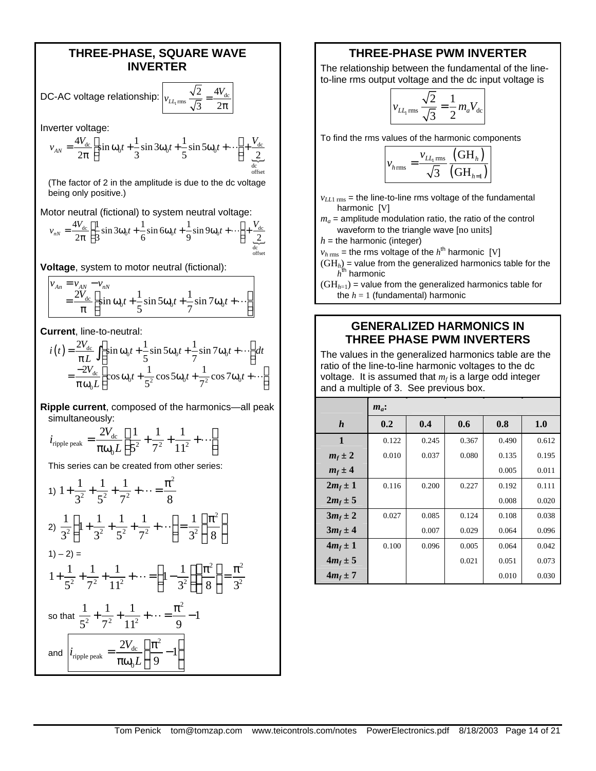## THREE-PHASE, SQUARE WAVE INVERTER

DC-AC voltage relationship: $v_{LL_1\,\mathrm{rms}} \dfrac{\sqrt{2}}{\sqrt{3}} = \dfrac{4V_{\mathrm{dc}}}{2\pi}$

Inverter voltage:

$$v_{AN} = \frac{4V_{\mathrm{dc}}}{2\pi}\left(\sin\omega_0 t + \frac{1}{3}\sin 3\omega_0 t + \frac{1}{5}\sin 5\omega_0 t + \cdots\right) + \underbrace{\frac{V_{\mathrm{dc}}}{2}}_{\substack{\mathrm{dc}\\\mathrm{offset}}}$$

(The factor of 2 in the amplitude is due to the dc voltage being only positive.)

Motor neutral (fictional) to system neutral voltage:

$$v_{nN} = \frac{4V_{\mathrm{dc}}}{2\pi}\left(\frac{1}{3}\sin 3\omega_0 t + \frac{1}{6}\sin 6\omega_0 t + \frac{1}{9}\sin 9\omega_0 t + \cdots\right) + \underbrace{\frac{V_{\mathrm{dc}}}{2}}_{\substack{\mathrm{dc}\\\mathrm{offset}}}$$

**Voltage**, system to motor neutral (fictional):

$$\begin{aligned} v_{An} &= v_{AN} - v_{nN} \\ &= \frac{2V_{\mathrm{dc}}}{\pi}\left(\sin\omega_0 t + \frac{1}{5}\sin 5\omega_0 t + \frac{1}{7}\sin 7\omega_0 t + \cdots\right) \end{aligned}$$

**Current**, line-to-neutral:

$$\begin{aligned} i(t) &= \frac{2V_{\mathrm{dc}}}{\pi L}\int\left(\sin\omega_0 t + \frac{1}{5}\sin 5\omega_0 t + \frac{1}{7}\sin 7\omega_0 t + \cdots\right)dt \\ &= \frac{-2V_{\mathrm{dc}}}{\pi\omega_0 L}\left(\cos\omega_0 t + \frac{1}{5^2}\cos 5\omega_0 t + \frac{1}{7^2}\cos 7\omega_0 t + \cdots\right) \end{aligned}$$

**Ripple current**, composed of the harmonics—all peak simultaneously:

$$i_{\text{ripple peak}} = \frac{2V_{\mathrm{dc}}}{\pi\omega_0 L}\left(\frac{1}{5^2} + \frac{1}{7^2} + \frac{1}{11^2} + \cdots\right)$$

This series can be created from other series:

1) $1 + \dfrac{1}{3^2} + \dfrac{1}{5^2} + \dfrac{1}{7^2} + \cdots = \dfrac{\pi^2}{8}$

2) $\dfrac{1}{3^2}\left(1 + \dfrac{1}{3^2} + \dfrac{1}{5^2} + \dfrac{1}{7^2} + \cdots\right) = \dfrac{1}{3^2}\left(\dfrac{\pi^2}{8}\right)$

1) – 2) =

$$1 + \frac{1}{5^2} + \frac{1}{7^2} + \frac{1}{11^2} + \cdots = \left(1 - \frac{1}{3^2}\right)\left(\frac{\pi^2}{8}\right) = \frac{\pi^2}{3^2}$$

so that $\dfrac{1}{5^2} + \dfrac{1}{7^2} + \dfrac{1}{11^2} + \cdots = \dfrac{\pi^2}{9} - 1$

and $i_{\text{ripple peak}} = \dfrac{2V_{\mathrm{dc}}}{\pi\omega_0 L}\left(\dfrac{\pi^2}{9} - 1\right)$

## THREE-PHASE PWM INVERTER

The relationship between the fundamental of the line-to-line rms output voltage and the dc input voltage is

$$v_{LL_1\,\mathrm{rms}} \frac{\sqrt{2}}{\sqrt{3}} = \frac{1}{2} m_a V_{\mathrm{dc}}$$

To find the rms values of the harmonic components

$$v_{h\,\mathrm{rms}} = \frac{v_{LL_1\,\mathrm{rms}}}{\sqrt{3}} \frac{(\mathrm{GH}_h)}{(\mathrm{GH}_{h=1})}$$

$v_{LL1\,\mathrm{rms}}$ = the line-to-line rms voltage of the fundamental harmonic [V]
$m_a$ = amplitude modulation ratio, the ratio of the control waveform to the triangle wave [no units]
$h$ = the harmonic (integer)
$v_{h\,\mathrm{rms}}$ = the rms voltage of the $h^{\mathrm{th}}$ harmonic [V]
$(\mathrm{GH}_h)$ = value from the generalized harmonics table for the $h^{\mathrm{th}}$ harmonic
$(\mathrm{GH}_{h=1})$ = value from the generalized harmonics table for the $h = 1$ (fundamental) harmonic

## GENERALIZED HARMONICS IN THREE PHASE PWM INVERTERS

The values in the generalized harmonics table are the ratio of the line-to-line harmonic voltages to the dc voltage. It is assumed that $m_f$ is a large odd integer and a multiple of 3. See previous box.

| | $m_a$: | | | | |
|---|---|---|---|---|---|
| ***h*** | **0.2** | **0.4** | **0.6** | **0.8** | **1.0** |
| **1** | 0.122 | 0.245 | 0.367 | 0.490 | 0.612 |
| $m_f \pm 2$ | 0.010 | 0.037 | 0.080 | 0.135 | 0.195 |
| $m_f \pm 4$ | | | | 0.005 | 0.011 |
| $2m_f \pm 1$ | 0.116 | 0.200 | 0.227 | 0.192 | 0.111 |
| $2m_f \pm 5$ | | | | 0.008 | 0.020 |
| $3m_f \pm 2$ | 0.027 | 0.085 | 0.124 | 0.108 | 0.038 |
| $3m_f \pm 4$ | | 0.007 | 0.029 | 0.064 | 0.096 |
| $4m_f \pm 1$ | 0.100 | 0.096 | 0.005 | 0.064 | 0.042 |
| $4m_f \pm 5$ | | | 0.021 | 0.051 | 0.073 |
| $4m_f \pm 7$ | | | | 0.010 | 0.030 |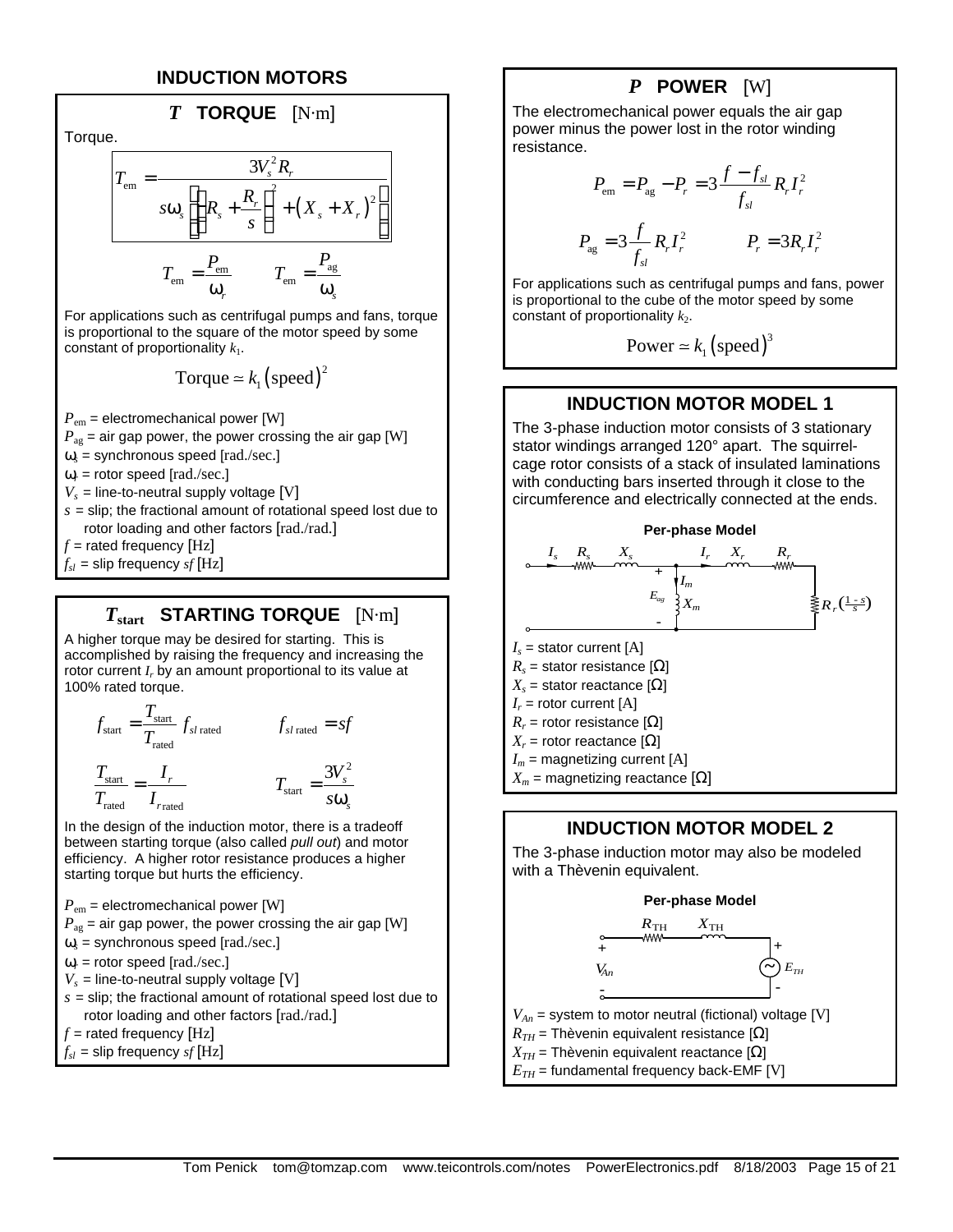# INDUCTION MOTORS

## $T$ TORQUE [N·m]

Torque.

$$T_{\text{em}} = \frac{3V_s^2 R_r}{s\omega_s\left[\left(R_s + \frac{R_r}{s}\right)^2 + \left(X_s + X_r\right)^2\right]}$$

$$T_{\text{em}} = \frac{P_{\text{em}}}{\omega_r} \qquad T_{\text{em}} = \frac{P_{\text{ag}}}{\omega_s}$$

For applications such as centrifugal pumps and fans, torque is proportional to the square of the motor speed by some constant of proportionality $k_1$.

$$\text{Torque} \simeq k_1\left(\text{speed}\right)^2$$

$P_{\text{em}}$ = electromechanical power [W]
$P_{\text{ag}}$ = air gap power, the power crossing the air gap [W]
$\omega_s$ = synchronous speed [rad./sec.]
$\omega_r$ = rotor speed [rad./sec.]
$V_s$ = line-to-neutral supply voltage [V]
$s$ = slip; the fractional amount of rotational speed lost due to rotor loading and other factors [rad./rad.]
$f$ = rated frequency [Hz]
$f_{sl}$ = slip frequency $sf$ [Hz]

## $T_{\text{start}}$ STARTING TORQUE [N·m]

A higher torque may be desired for starting. This is accomplished by raising the frequency and increasing the rotor current $I_r$ by an amount proportional to its value at 100% rated torque.

$$f_{\text{start}} = \frac{T_{\text{start}}}{T_{\text{rated}}} f_{sl\,\text{rated}} \qquad f_{sl\,\text{rated}} = sf$$

$$\frac{T_{\text{start}}}{T_{\text{rated}}} = \frac{I_r}{I_{r\,\text{rated}}} \qquad T_{\text{start}} = \frac{3V_s^2}{s\omega_s}$$

In the design of the induction motor, there is a tradeoff between starting torque (also called *pull out*) and motor efficiency. A higher rotor resistance produces a higher starting torque but hurts the efficiency.

$P_{\text{em}}$ = electromechanical power [W]
$P_{\text{ag}}$ = air gap power, the power crossing the air gap [W]
$\omega_s$ = synchronous speed [rad./sec.]
$\omega_r$ = rotor speed [rad./sec.]
$V_s$ = line-to-neutral supply voltage [V]
$s$ = slip; the fractional amount of rotational speed lost due to rotor loading and other factors [rad./rad.]
$f$ = rated frequency [Hz]
$f_{sl}$ = slip frequency $sf$ [Hz]

## $P$ POWER [W]

The electromechanical power equals the air gap power minus the power lost in the rotor winding resistance.

$$P_{\text{em}} = P_{\text{ag}} - P_r = 3\frac{f - f_{sl}}{f_{sl}} R_r I_r^2$$

$$P_{\text{ag}} = 3\frac{f}{f_{sl}} R_r I_r^2 \qquad P_r = 3R_r I_r^2$$

For applications such as centrifugal pumps and fans, power is proportional to the cube of the motor speed by some constant of proportionality $k_2$.

$$\text{Power} \simeq k_1\left(\text{speed}\right)^3$$

## INDUCTION MOTOR MODEL 1

The 3-phase induction motor consists of 3 stationary stator windings arranged 120° apart. The squirrel-cage rotor consists of a stack of insulated laminations with conducting bars inserted through it close to the circumference and electrically connected at the ends.

**Per-phase Model**

$I_s$ = stator current [A]
$R_s$ = stator resistance [Ω]
$X_s$ = stator reactance [Ω]
$I_r$ = rotor current [A]
$R_r$ = rotor resistance [Ω]
$X_r$ = rotor reactance [Ω]
$I_m$ = magnetizing current [A]
$X_m$ = magnetizing reactance [Ω]

## INDUCTION MOTOR MODEL 2

The 3-phase induction motor may also be modeled with a Thèvenin equivalent.

**Per-phase Model**

$V_{An}$ = system to motor neutral (fictional) voltage [V]
$R_{TH}$ = Thèvenin equivalent resistance [Ω]
$X_{TH}$ = Thèvenin equivalent reactance [Ω]
$E_{TH}$ = fundamental frequency back-EMF [V]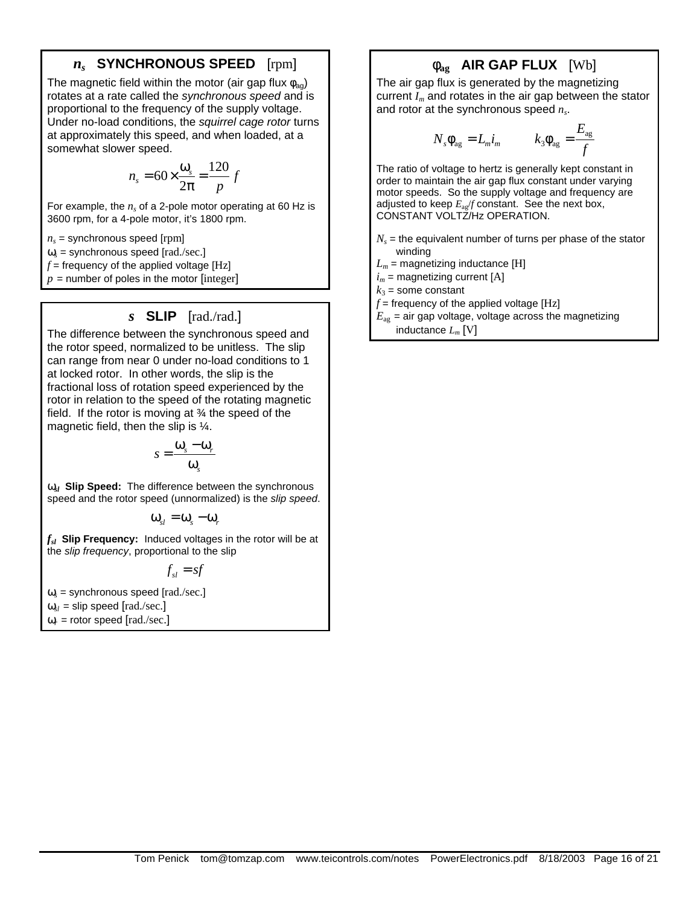## $n_s$ SYNCHRONOUS SPEED [rpm]

The magnetic field within the motor (air gap flux $\phi_{ag}$) rotates at a rate called the *synchronous speed* and is proportional to the frequency of the supply voltage. Under no-load conditions, the *squirrel cage rotor* turns at approximately this speed, and when loaded, at a somewhat slower speed.

$$n_s = 60 \times \frac{\omega_s}{2\pi} = \frac{120}{p} f$$

For example, the $n_s$ of a 2-pole motor operating at 60 Hz is 3600 rpm, for a 4-pole motor, it's 1800 rpm.

$n_s$ = synchronous speed [rpm]
$\omega_s$ = synchronous speed [rad./sec.]
$f$ = frequency of the applied voltage [Hz]
$p$ = number of poles in the motor [integer]

## $s$ SLIP [rad./rad.]

The difference between the synchronous speed and the rotor speed, normalized to be unitless. The slip can range from near 0 under no-load conditions to 1 at locked rotor. In other words, the slip is the fractional loss of rotation speed experienced by the rotor in relation to the speed of the rotating magnetic field. If the rotor is moving at ¾ the speed of the magnetic field, then the slip is ¼.

$$s = \frac{\omega_s - \omega_r}{\omega_s}$$

**$\omega_{sl}$ Slip Speed:** The difference between the synchronous speed and the rotor speed (unnormalized) is the *slip speed*.

$$\omega_{sl} = \omega_s - \omega_r$$

**$f_{sl}$ Slip Frequency:** Induced voltages in the rotor will be at the *slip frequency*, proportional to the slip

$$f_{sl} = sf$$

$\omega_s$ = synchronous speed [rad./sec.]
$\omega_{sl}$ = slip speed [rad./sec.]
$\omega_r$ = rotor speed [rad./sec.]

## $\phi_{ag}$ AIR GAP FLUX [Wb]

The air gap flux is generated by the magnetizing current $I_m$ and rotates in the air gap between the stator and rotor at the synchronous speed $n_s$.

$$N_s \phi_{ag} = L_m i_m \qquad k_3 \phi_{ag} = \frac{E_{ag}}{f}$$

The ratio of voltage to hertz is generally kept constant in order to maintain the air gap flux constant under varying motor speeds. So the supply voltage and frequency are adjusted to keep $E_{ag}/f$ constant. See the next box, CONSTANT VOLTZ/Hz OPERATION.

$N_s$ = the equivalent number of turns per phase of the stator winding
$L_m$ = magnetizing inductance [H]
$i_m$ = magnetizing current [A]
$k_3$ = some constant
$f$ = frequency of the applied voltage [Hz]
$E_{ag}$ = air gap voltage, voltage across the magnetizing inductance $L_m$ [V]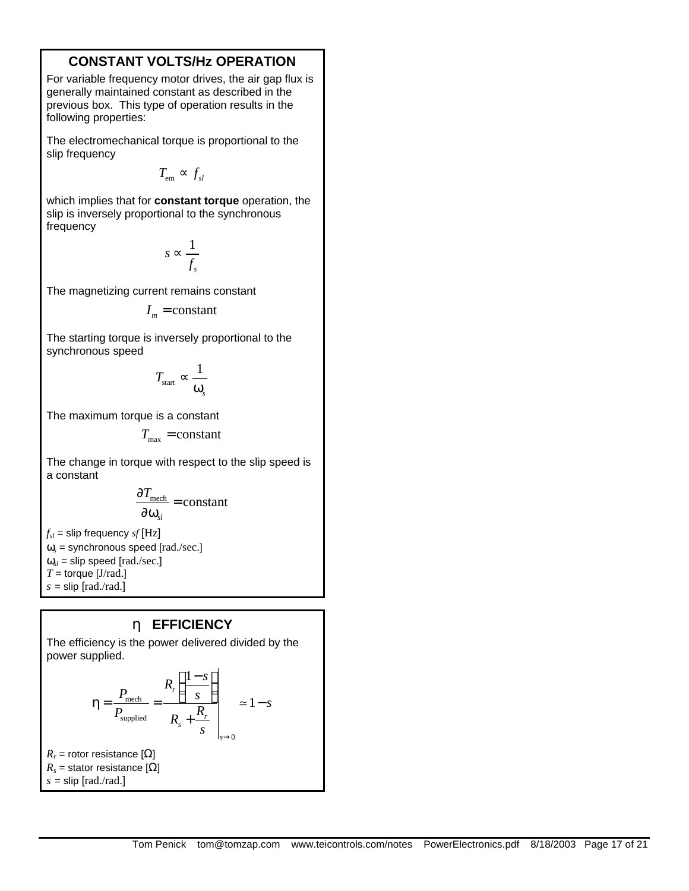## CONSTANT VOLTS/Hz OPERATION

For variable frequency motor drives, the air gap flux is generally maintained constant as described in the previous box. This type of operation results in the following properties:

The electromechanical torque is proportional to the slip frequency

$$T_{\text{em}} \propto f_{sl}$$

which implies that for **constant torque** operation, the slip is inversely proportional to the synchronous frequency

$$s \propto \frac{1}{f_s}$$

The magnetizing current remains constant

$$I_m = \text{constant}$$

The starting torque is inversely proportional to the synchronous speed

$$T_{\text{start}} \propto \frac{1}{\omega_s}$$

The maximum torque is a constant

$$T_{\max} = \text{constant}$$

The change in torque with respect to the slip speed is a constant

$$\frac{\partial T_{\text{mech}}}{\partial \omega_{sl}} = \text{constant}$$

$f_{sl}$ = slip frequency $sf$ [Hz]
$\omega_s$ = synchronous speed [rad./sec.]
$\omega_{sl}$ = slip speed [rad./sec.]
$T$ = torque [J/rad.]
$s$ = slip [rad./rad.]

## η EFFICIENCY

The efficiency is the power delivered divided by the power supplied.

$$\eta = \frac{P_{\text{mech}}}{P_{\text{supplied}}} = \left. \frac{R_r \left( \frac{1-s}{s} \right)}{R_s + \frac{R_r}{s}} \right|_{s \to 0} \simeq 1 - s$$

$R_r$ = rotor resistance [Ω]
$R_s$ = stator resistance [Ω]
$s$ = slip [rad./rad.]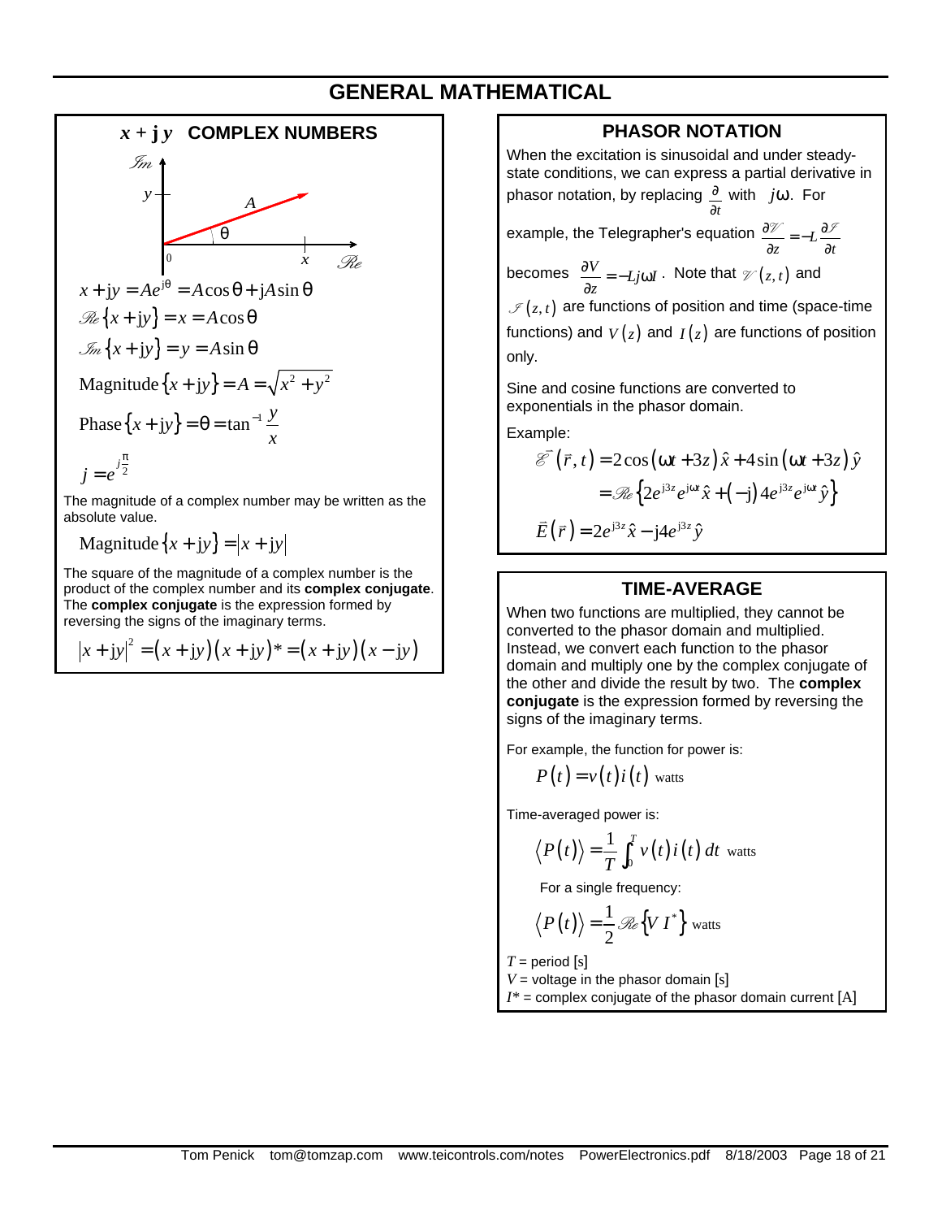# GENERAL MATHEMATICAL

## $x + \mathbf{j}\,y$ COMPLEX NUMBERS

$$x + \mathrm{j}y = Ae^{\mathrm{j}\theta} = A\cos\theta + \mathrm{j}A\sin\theta$$

$$\mathscr{Re}\{x + \mathrm{j}y\} = x = A\cos\theta$$

$$\mathscr{Im}\{x + \mathrm{j}y\} = y = A\sin\theta$$

$$\text{Magnitude}\{x + \mathrm{j}y\} = A = \sqrt{x^2 + y^2}$$

$$\text{Phase}\{x + \mathrm{j}y\} = \theta = \tan^{-1}\frac{y}{x}$$

$$j = e^{j\frac{\pi}{2}}$$

The magnitude of a complex number may be written as the absolute value.

$$\text{Magnitude}\{x + \mathrm{j}y\} = |x + \mathrm{j}y|$$

The square of the magnitude of a complex number is the product of the complex number and its **complex conjugate**. The **complex conjugate** is the expression formed by reversing the signs of the imaginary terms.

$$|x + \mathrm{j}y|^2 = (x + \mathrm{j}y)(x + \mathrm{j}y)^* = (x + \mathrm{j}y)(x - \mathrm{j}y)$$

## PHASOR NOTATION

When the excitation is sinusoidal and under steady-state conditions, we can express a partial derivative in phasor notation, by replacing $\frac{\partial}{\partial t}$ with $j\omega$. For example, the Telegrapher's equation $\frac{\partial \mathscr{V}}{\partial z} = -L\frac{\partial \mathscr{I}}{\partial t}$ becomes $\frac{\partial V}{\partial z} = -Lj\omega I$. Note that $\mathscr{V}(z,t)$ and $\mathscr{I}(z,t)$ are functions of position and time (space-time functions) and $V(z)$ and $I(z)$ are functions of position only.

Sine and cosine functions are converted to exponentials in the phasor domain.

Example:

$$\vec{\mathscr{E}}(\vec{r},t) = 2\cos(\omega t + 3z)\,\hat{x} + 4\sin(\omega t + 3z)\,\hat{y}$$

$$= \mathscr{Re}\left\{2e^{\mathrm{j}3z}e^{\mathrm{j}\omega t}\hat{x} + (-\mathrm{j})4e^{\mathrm{j}3z}e^{\mathrm{j}\omega t}\hat{y}\right\}$$

$$\vec{E}(\vec{r}) = 2e^{\mathrm{j}3z}\hat{x} - \mathrm{j}4e^{\mathrm{j}3z}\hat{y}$$

## TIME-AVERAGE

When two functions are multiplied, they cannot be converted to the phasor domain and multiplied. Instead, we convert each function to the phasor domain and multiply one by the complex conjugate of the other and divide the result by two. The **complex conjugate** is the expression formed by reversing the signs of the imaginary terms.

For example, the function for power is:

$$P(t) = v(t)\,i(t) \text{ watts}$$

Time-averaged power is:

$$\langle P(t)\rangle = \frac{1}{T}\int_0^T v(t)\,i(t)\,dt \text{ watts}$$

For a single frequency:

$$\langle P(t)\rangle = \frac{1}{2}\mathscr{Re}\left\{V\,I^*\right\} \text{ watts}$$

$T$ = period [s]
$V$ = voltage in the phasor domain [s]
$I^*$ = complex conjugate of the phasor domain current [A]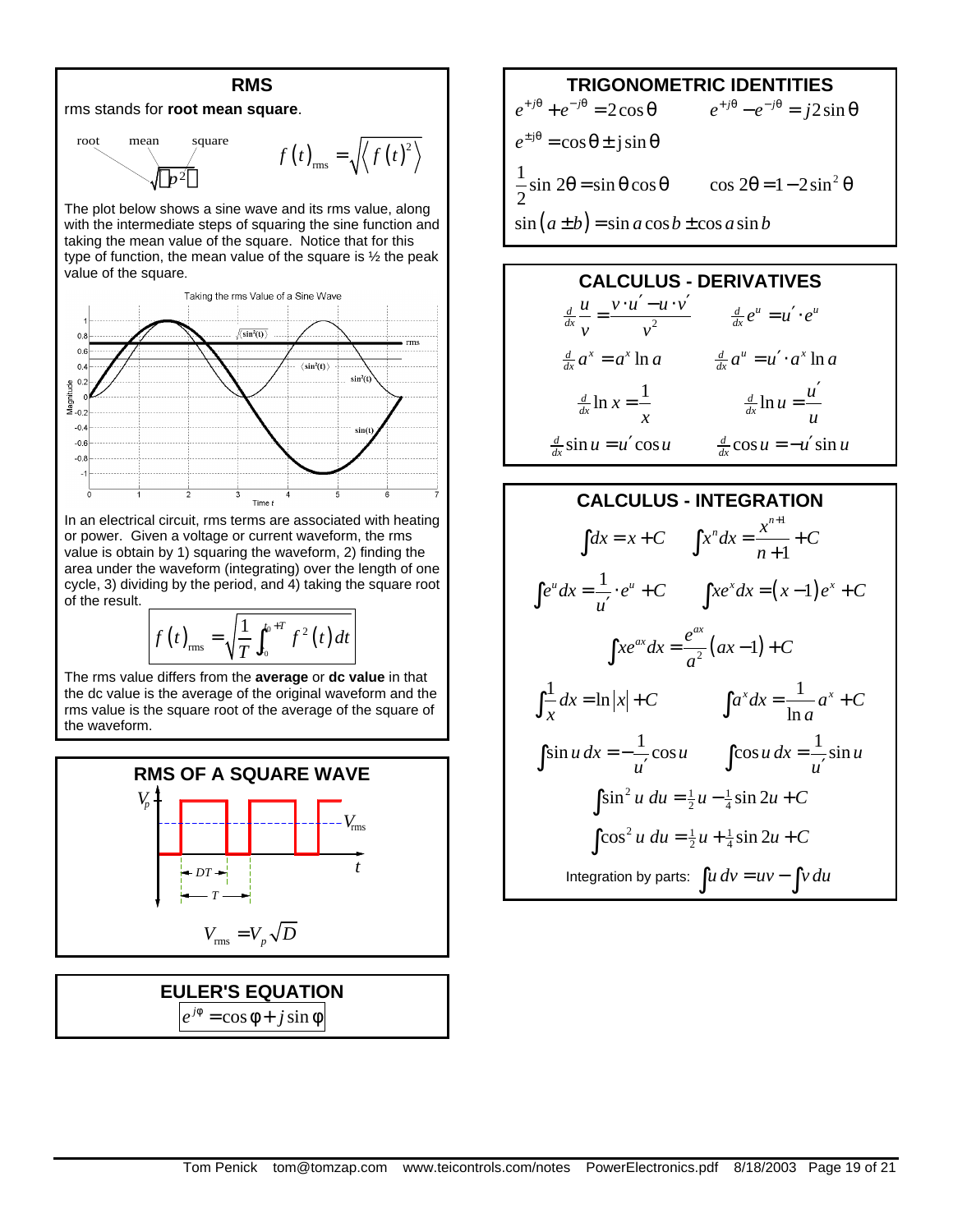## RMS

rms stands for **root mean square**.

root mean square

$$\sqrt{\overline{p^2}}$$

$$f(t)_{\text{rms}} = \sqrt{\left\langle f(t)^2 \right\rangle}$$

The plot below shows a sine wave and its rms value, along with the intermediate steps of squaring the sine function and taking the mean value of the square. Notice that for this type of function, the mean value of the square is ½ the peak value of the square.

Taking the rms Value of a Sine Wave

In an electrical circuit, rms terms are associated with heating or power. Given a voltage or current waveform, the rms value is obtain by 1) squaring the waveform, 2) finding the area under the waveform (integrating) over the length of one cycle, 3) dividing by the period, and 4) taking the square root of the result.

$$f(t)_{\text{rms}} = \sqrt{\frac{1}{T}\int_{t_0}^{t_0+T} f^2(t)\,dt}$$

The rms value differs from the **average** or **dc value** in that the dc value is the average of the original waveform and the rms value is the square root of the average of the square of the waveform.

## RMS OF A SQUARE WAVE

$$V_{\text{rms}} = V_p\sqrt{D}$$

## EULER'S EQUATION

$$e^{j\phi} = \cos\phi + j\sin\phi$$

## TRIGONOMETRIC IDENTITIES

$$e^{+j\theta} + e^{-j\theta} = 2\cos\theta \qquad e^{+j\theta} - e^{-j\theta} = j2\sin\theta$$

$$e^{\pm j\theta} = \cos\theta \pm j\sin\theta$$

$$\frac{1}{2}\sin 2\theta = \sin\theta\cos\theta \qquad \cos 2\theta = 1 - 2\sin^2\theta$$

$$\sin(a \pm b) = \sin a\cos b \pm \cos a\sin b$$

## CALCULUS - DERIVATIVES

$$\tfrac{d}{dx}\frac{u}{v} = \frac{v\cdot u' - u\cdot v'}{v^2} \qquad \tfrac{d}{dx}e^u = u'\cdot e^u$$

$$\tfrac{d}{dx}a^x = a^x\ln a \qquad \tfrac{d}{dx}a^u = u'\cdot a^x\ln a$$

$$\tfrac{d}{dx}\ln x = \frac{1}{x} \qquad \tfrac{d}{dx}\ln u = \frac{u'}{u}$$

$$\tfrac{d}{dx}\sin u = u'\cos u \qquad \tfrac{d}{dx}\cos u = -u'\sin u$$

## CALCULUS - INTEGRATION

$$\int dx = x + C \qquad \int x^n dx = \frac{x^{n+1}}{n+1} + C$$

$$\int e^u dx = \frac{1}{u'}\cdot e^u + C \qquad \int xe^x dx = (x-1)e^x + C$$

$$\int xe^{ax} dx = \frac{e^{ax}}{a^2}(ax - 1) + C$$

$$\int \frac{1}{x}dx = \ln|x| + C \qquad \int a^x dx = \frac{1}{\ln a}a^x + C$$

$$\int \sin u\,dx = -\frac{1}{u'}\cos u \qquad \int \cos u\,dx = \frac{1}{u'}\sin u$$

$$\int \sin^2 u\,du = \tfrac{1}{2}u - \tfrac{1}{4}\sin 2u + C$$

$$\int \cos^2 u\,du = \tfrac{1}{2}u + \tfrac{1}{4}\sin 2u + C$$

Integration by parts: $\int u\,dv = uv - \int v\,du$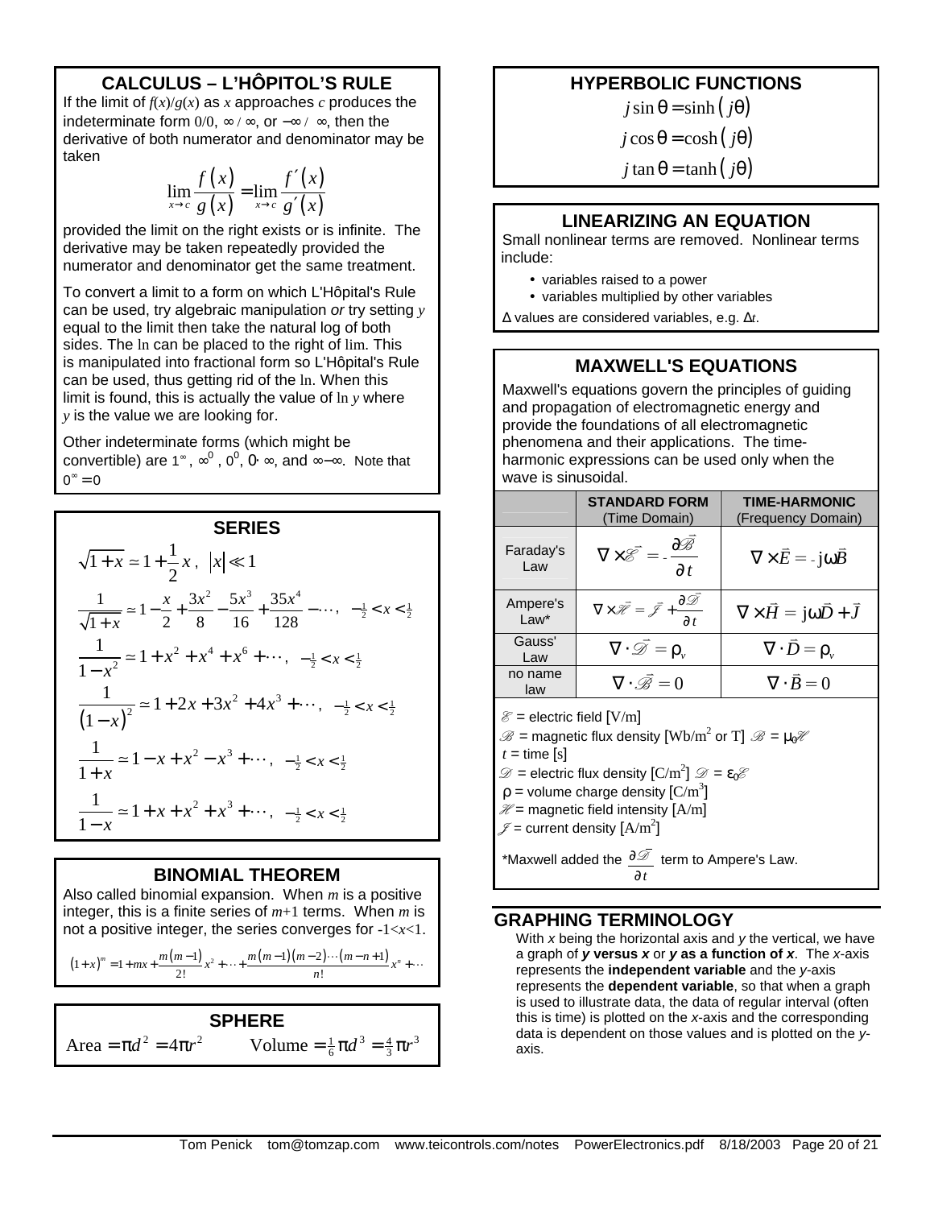## CALCULUS – L'HÔPITOL'S RULE

If the limit of $f(x)/g(x)$ as $x$ approaches $c$ produces the indeterminate form $0/0$, $\infty/\infty$, or $-\infty/\infty$, then the derivative of both numerator and denominator may be taken

$$\lim_{x\to c}\frac{f(x)}{g(x)}=\lim_{x\to c}\frac{f'(x)}{g'(x)}$$

provided the limit on the right exists or is infinite. The derivative may be taken repeatedly provided the numerator and denominator get the same treatment.

To convert a limit to a form on which L'Hôpital's Rule can be used, try algebraic manipulation *or* try setting $y$ equal to the limit then take the natural log of both sides. The ln can be placed to the right of lim. This is manipulated into fractional form so L'Hôpital's Rule can be used, thus getting rid of the ln. When this limit is found, this is actually the value of $\ln y$ where $y$ is the value we are looking for.

Other indeterminate forms (which might be convertible) are $1^\infty$, $\infty^0$, $0^0$, $0\cdot\infty$, and $\infty-\infty$. Note that $0^\infty=0$

## SERIES

$$\sqrt{1+x}\simeq 1+\frac{1}{2}x\,,\quad |x|\ll 1$$

$$\frac{1}{\sqrt{1+x}}\simeq 1-\frac{x}{2}+\frac{3x^2}{8}-\frac{5x^3}{16}+\frac{35x^4}{128}-\cdots,\quad -\tfrac{1}{2}<x<\tfrac{1}{2}$$

$$\frac{1}{1-x^2}\simeq 1+x^2+x^4+x^6+\cdots,\quad -\tfrac{1}{2}<x<\tfrac{1}{2}$$

$$\frac{1}{(1-x)^2}\simeq 1+2x+3x^2+4x^3+\cdots,\quad -\tfrac{1}{2}<x<\tfrac{1}{2}$$

$$\frac{1}{1+x}\simeq 1-x+x^2-x^3+\cdots,\quad -\tfrac{1}{2}<x<\tfrac{1}{2}$$

$$\frac{1}{1-x}\simeq 1+x+x^2+x^3+\cdots,\quad -\tfrac{1}{2}<x<\tfrac{1}{2}$$

## BINOMIAL THEOREM

Also called binomial expansion. When $m$ is a positive integer, this is a finite series of $m+1$ terms. When $m$ is not a positive integer, the series converges for $-1<x<1$.

$$(1+x)^m=1+mx+\frac{m(m-1)}{2!}x^2+\cdots+\frac{m(m-1)(m-2)\cdots(m-n+1)}{n!}x^n+\cdots$$

## SPHERE

$$\text{Area}=\pi d^2=4\pi r^2\qquad \text{Volume}=\tfrac{1}{6}\pi d^3=\tfrac{4}{3}\pi r^3$$

## HYPERBOLIC FUNCTIONS

$$j\sin\theta=\sinh(j\theta)$$

$$j\cos\theta=\cosh(j\theta)$$

$$j\tan\theta=\tanh(j\theta)$$

## LINEARIZING AN EQUATION

Small nonlinear terms are removed. Nonlinear terms include:

- variables raised to a power
- variables multiplied by other variables

$\Delta$ values are considered variables, e.g. $\Delta t$.

## MAXWELL'S EQUATIONS

Maxwell's equations govern the principles of guiding and propagation of electromagnetic energy and provide the foundations of all electromagnetic phenomena and their applications. The time-harmonic expressions can be used only when the wave is sinusoidal.

| | **STANDARD FORM** (Time Domain) | **TIME-HARMONIC** (Frequency Domain) |
|---|---|---|
| Faraday's Law | $\nabla\times\vec{\mathscr{E}}=-\dfrac{\partial\vec{\mathscr{B}}}{\partial t}$ | $\nabla\times\vec{E}=-j\omega\vec{B}$ |
| Ampere's Law* | $\nabla\times\vec{\mathscr{H}}=\vec{\mathscr{J}}+\dfrac{\partial\vec{\mathscr{D}}}{\partial t}$ | $\nabla\times\vec{H}=j\omega\vec{D}+\vec{J}$ |
| Gauss' Law | $\nabla\cdot\vec{\mathscr{D}}=\rho_v$ | $\nabla\cdot\vec{D}=\rho_v$ |
| no name law | $\nabla\cdot\vec{\mathscr{B}}=0$ | $\nabla\cdot\vec{B}=0$ |

$\mathscr{E}$ = electric field [V/m]

$\mathscr{B}$ = magnetic flux density [Wb/m$^2$ or T] $\mathscr{B}=\mu_0\mathscr{H}$

$t$ = time [s]

$\mathscr{D}$ = electric flux density [C/m$^2$] $\mathscr{D}=\varepsilon_0\mathscr{E}$

$\rho$ = volume charge density [C/m$^3$]

$\mathscr{H}$ = magnetic field intensity [A/m]

$\mathscr{J}$ = current density [A/m$^2$]

*Maxwell added the $\dfrac{\partial\mathscr{D}}{\partial t}$ term to Ampere's Law.

## GRAPHING TERMINOLOGY

With $x$ being the horizontal axis and $y$ the vertical, we have a graph of ***y* versus *x*** or ***y* as a function of *x***. The $x$-axis represents the **independent variable** and the $y$-axis represents the **dependent variable**, so that when a graph is used to illustrate data, the data of regular interval (often this is time) is plotted on the $x$-axis and the corresponding data is dependent on those values and is plotted on the $y$-axis.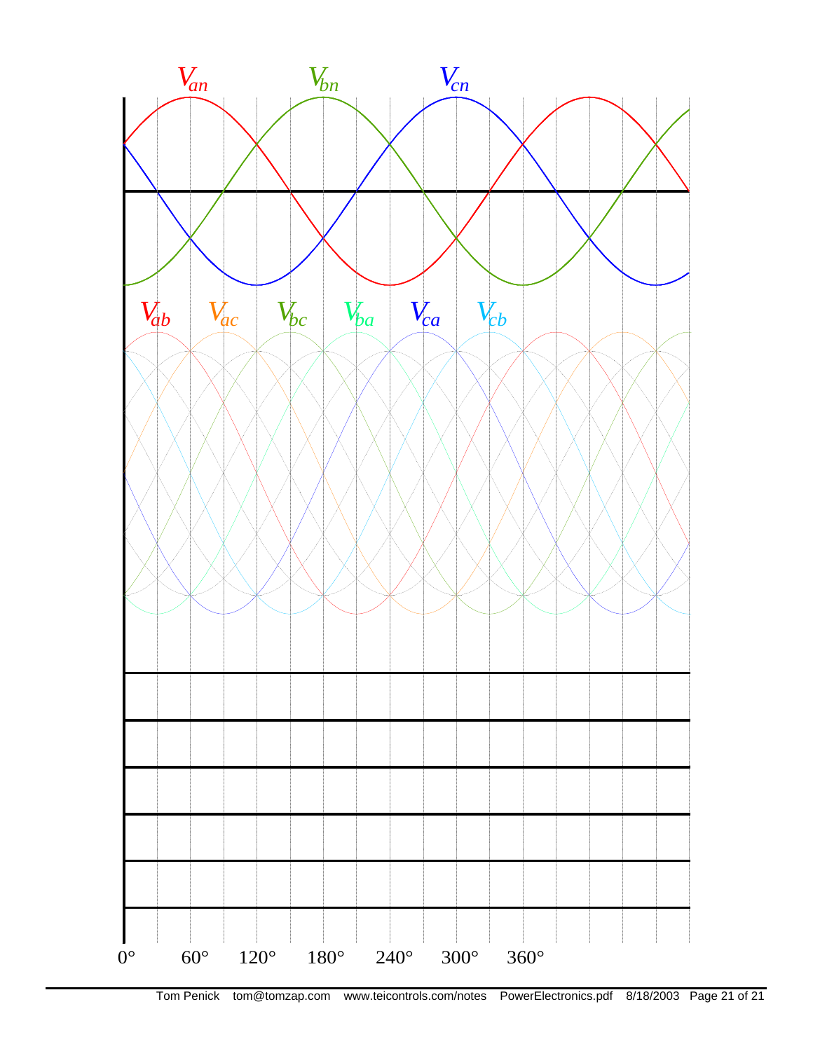$V_{an}$ $V_{bn}$ $V_{cn}$

$V_{ab}$ $V_{ac}$ $V_{bc}$ $V_{ba}$ $V_{ca}$ $V_{cb}$

0° 60° 120° 180° 240° 300° 360°